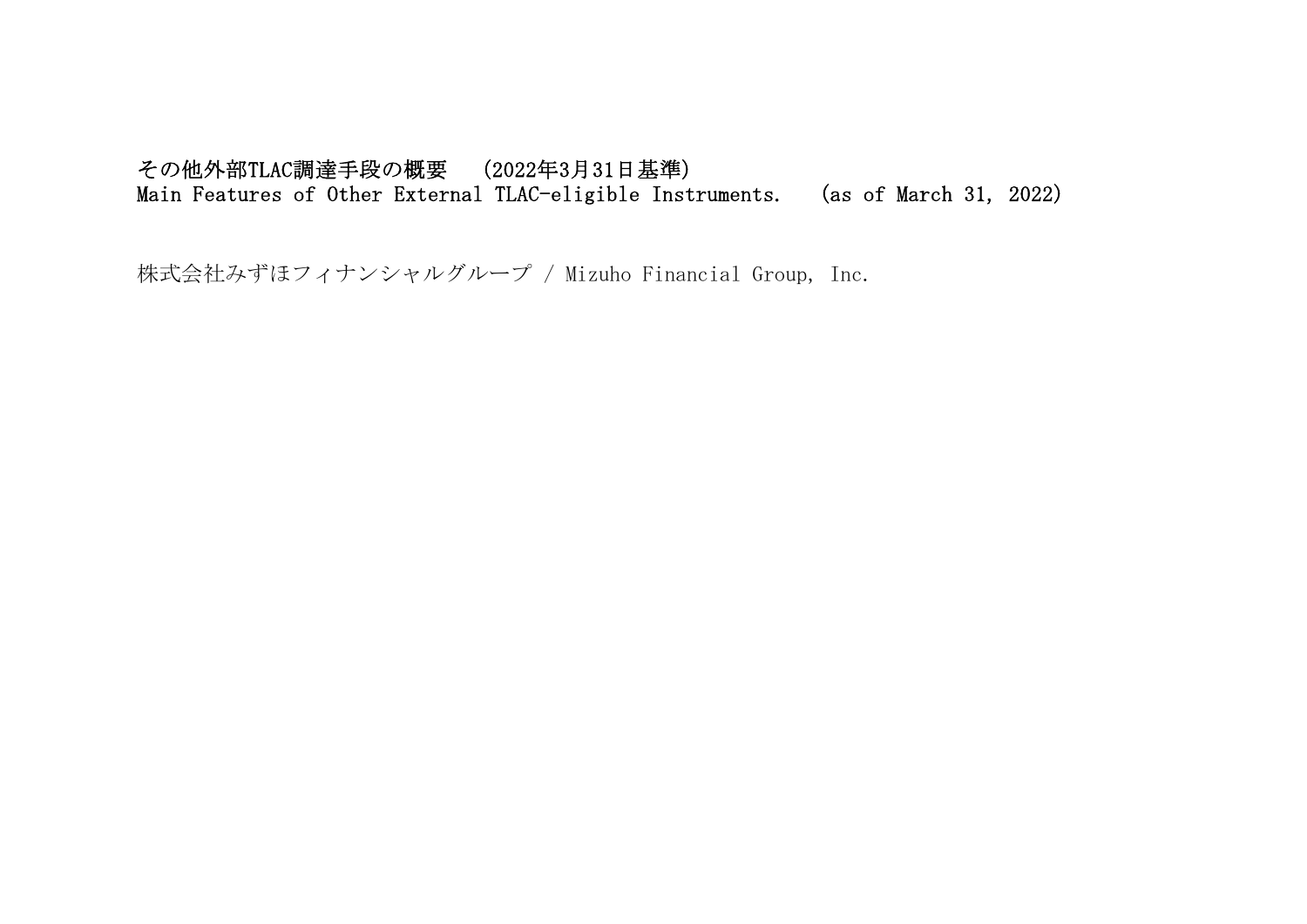# その他外部TLAC調達手段の概要　(2022年3月31日基準)
# Main Features of Other External TLAC-eligible Instruments.　(as of March 31, 2022)

株式会社みずほフィナンシャルグループ / Mizuho Financial Group, Inc.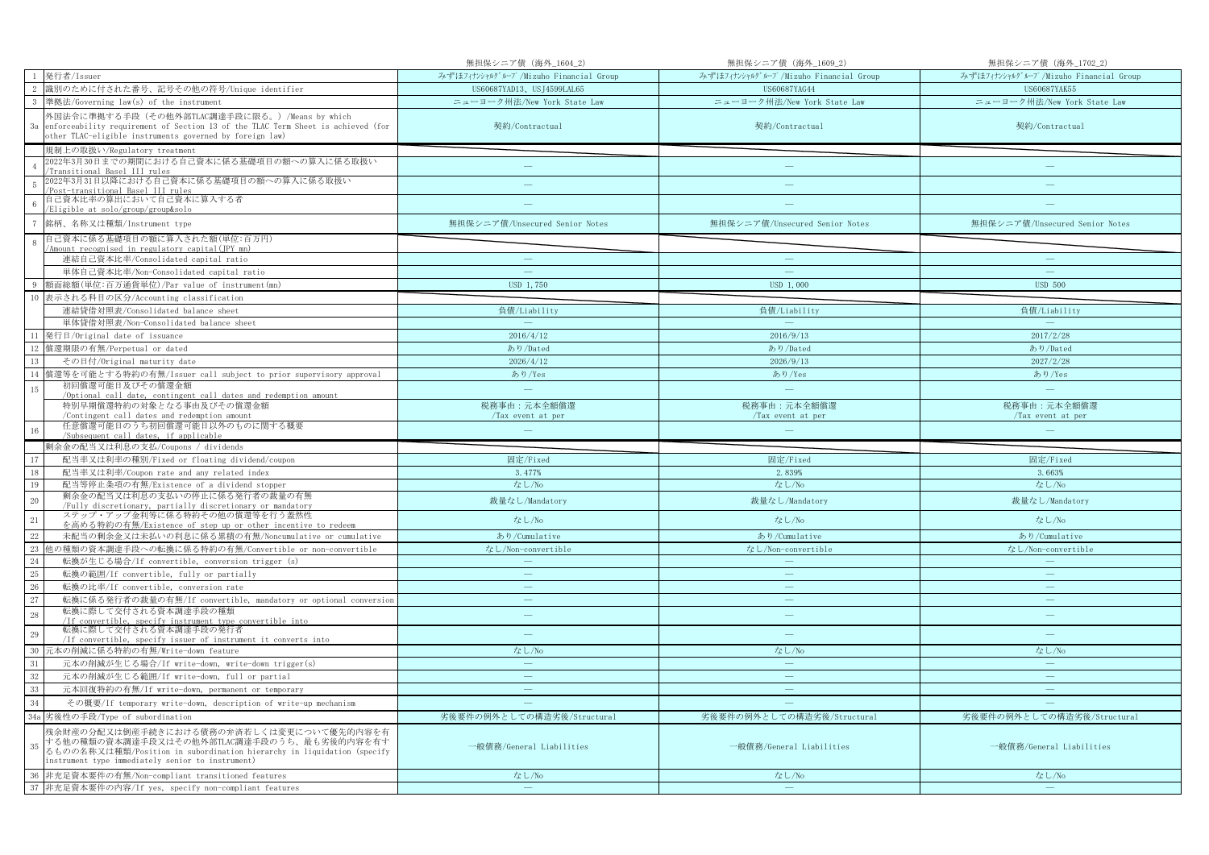| | | 無担保シニア債（海外_1604_2） | 無担保シニア債（海外_1609_2） | 無担保シニア債（海外_1702_2） |
|---|---|---|---|---|
| 1 | 発行者/Issuer | みずほﾌｨﾅﾝｼｬﾙｸﾞﾙｰﾌﾟ/Mizuho Financial Group | みずほﾌｨﾅﾝｼｬﾙｸﾞﾙｰﾌﾟ/Mizuho Financial Group | みずほﾌｨﾅﾝｼｬﾙｸﾞﾙｰﾌﾟ/Mizuho Financial Group |
| 2 | 識別のために付された番号、記号その他の符号/Unique identifier | US60687YAD13、USJ4599LAL65 | US60687YAG44 | US60687YAK55 |
| 3 | 準拠法/Governing law(s) of the instrument | ニューヨーク州法/New York State Law | ニューヨーク州法/New York State Law | ニューヨーク州法/New York State Law |
| 3a | 外国法令に準拠する手段（その他外部TLAC調達手段に限る。）/Means by which enforceability requirement of Section 13 of the TLAC Term Sheet is achieved (for other TLAC-eligible instruments governed by foreign law) | 契約/Contractual | 契約/Contractual | 契約/Contractual |
| | 規制上の取扱い/Regulatory treatment | | | |
| 4 | 2022年3月30日までの期間における自己資本に係る基礎項目の額への算入に係る取扱い/Transitional Basel III rules | — | — | — |
| 5 | 2022年3月31日以降における自己資本に係る基礎項目の額への算入に係る取扱い/Post-transitional Basel III rules | — | — | — |
| 6 | 自己資本比率の算出において自己資本に算入する者/Eligible at solo/group/group&solo | — | — | — |
| 7 | 銘柄、名称又は種類/Instrument type | 無担保シニア債/Unsecured Senior Notes | 無担保シニア債/Unsecured Senior Notes | 無担保シニア債/Unsecured Senior Notes |
| 8 | 自己資本に係る基礎項目の額に算入された額(単位:百万円)/Amount recognised in regulatory capital(JPY mn) | | | |
| | 連結自己資本比率/Consolidated capital ratio | — | — | — |
| | 単体自己資本比率/Non-Consolidated capital ratio | — | — | — |
| 9 | 額面総額(単位:百万通貨単位)/Par value of instrument(mn) | USD 1,750 | USD 1,000 | USD 500 |
| 10 | 表示される科目の区分/Accounting classification | | | |
| | 連結貸借対照表/Consolidated balance sheet | 負債/Liability | 負債/Liability | 負債/Liability |
| | 単体貸借対照表/Non-Consolidated balance sheet | — | — | — |
| 11 | 発行日/Original date of issuance | 2016/4/12 | 2016/9/13 | 2017/2/28 |
| 12 | 償還期限の有無/Perpetual or dated | あり/Dated | あり/Dated | あり/Dated |
| 13 | その日付/Original maturity date | 2026/4/12 | 2026/9/13 | 2027/2/28 |
| 14 | 償還等を可能とする特約の有無/Issuer call subject to prior supervisory approval | あり/Yes | あり/Yes | あり/Yes |
| 15 | 初回償還可能日及びその償還金額/Optional call date, contingent call dates and redemption amount | — | — | — |
| | 特別早期償還特約の対象となる事由及びその償還金額/Contingent call dates and redemption amount | 税務事由：元本全額償還/Tax event at per | 税務事由：元本全額償還/Tax event at per | 税務事由：元本全額償還/Tax event at per |
| 16 | 任意償還可能日のうち初回償還可能日以外のものに関する概要/Subsequent call dates, if applicable | — | — | — |
| | 剰余金の配当又は利息の支払/Coupons / dividends | | | |
| 17 | 配当率又は利率の種別/Fixed or floating dividend/coupon | 固定/Fixed | 固定/Fixed | 固定/Fixed |
| 18 | 配当率又は利率/Coupon rate and any related index | 3.477% | 2.839% | 3.663% |
| 19 | 配当等停止条項の有無/Existence of a dividend stopper | なし/No | なし/No | なし/No |
| 20 | 剰余金の配当又は利息の支払いの停止に係る発行者の裁量の有無/Fully discretionary, partially discretionary or mandatory | 裁量なし/Mandatory | 裁量なし/Mandatory | 裁量なし/Mandatory |
| 21 | ステップ・アップ金利等に係る特約その他の償還等を行う蓋然性を高める特約の有無/Existence of step up or other incentive to redeem | なし/No | なし/No | なし/No |
| 22 | 未配当の剰余金又は未払いの利息に係る累積の有無/Noncumulative or cumulative | あり/Cumulative | あり/Cumulative | あり/Cumulative |
| 23 | 他の種類の資本調達手段への転換に係る特約の有無/Convertible or non-convertible | なし/Non-convertible | なし/Non-convertible | なし/Non-convertible |
| 24 | 転換が生じる場合/If convertible, conversion trigger (s) | — | — | — |
| 25 | 転換の範囲/If convertible, fully or partially | — | — | — |
| 26 | 転換の比率/If convertible, conversion rate | — | — | — |
| 27 | 転換に係る発行者の裁量の有無/If convertible, mandatory or optional conversion | — | — | — |
| 28 | 転換に際して交付される資本調達手段の種類/If convertible, specify instrument type convertible into | — | — | — |
| 29 | 転換に際して交付される資本調達手段の発行者/If convertible, specify issuer of instrument it converts into | — | — | — |
| 30 | 元本の削減に係る特約の有無/Write-down feature | なし/No | なし/No | なし/No |
| 31 | 元本の削減が生じる場合/If write-down, write-down trigger(s) | — | — | — |
| 32 | 元本の削減が生じる範囲/If write-down, full or partial | — | — | — |
| 33 | 元本回復特約の有無/If write-down, permanent or temporary | — | — | — |
| 34 | その概要/If temporary write-down, description of write-up mechanism | — | — | — |
| 34a | 劣後性の手段/Type of subordination | 劣後要件の例外としての構造劣後/Structural | 劣後要件の例外としての構造劣後/Structural | 劣後要件の例外としての構造劣後/Structural |
| 35 | 残余財産の分配又は倒産手続きにおける債務の弁済若しくは変更について優先的内容を有する他の種類の資本調達手段又はその他外部TLAC調達手段のうち、最も劣後的内容を有するものの名称又は種類/Position in subordination hierarchy in liquidation (specify instrument type immediately senior to instrument) | 一般債務/General Liabilities | 一般債務/General Liabilities | 一般債務/General Liabilities |
| 36 | 非充足資本要件の有無/Non-compliant transitioned features | なし/No | なし/No | なし/No |
| 37 | 非充足資本要件の内容/If yes, specify non-compliant features | — | — | — |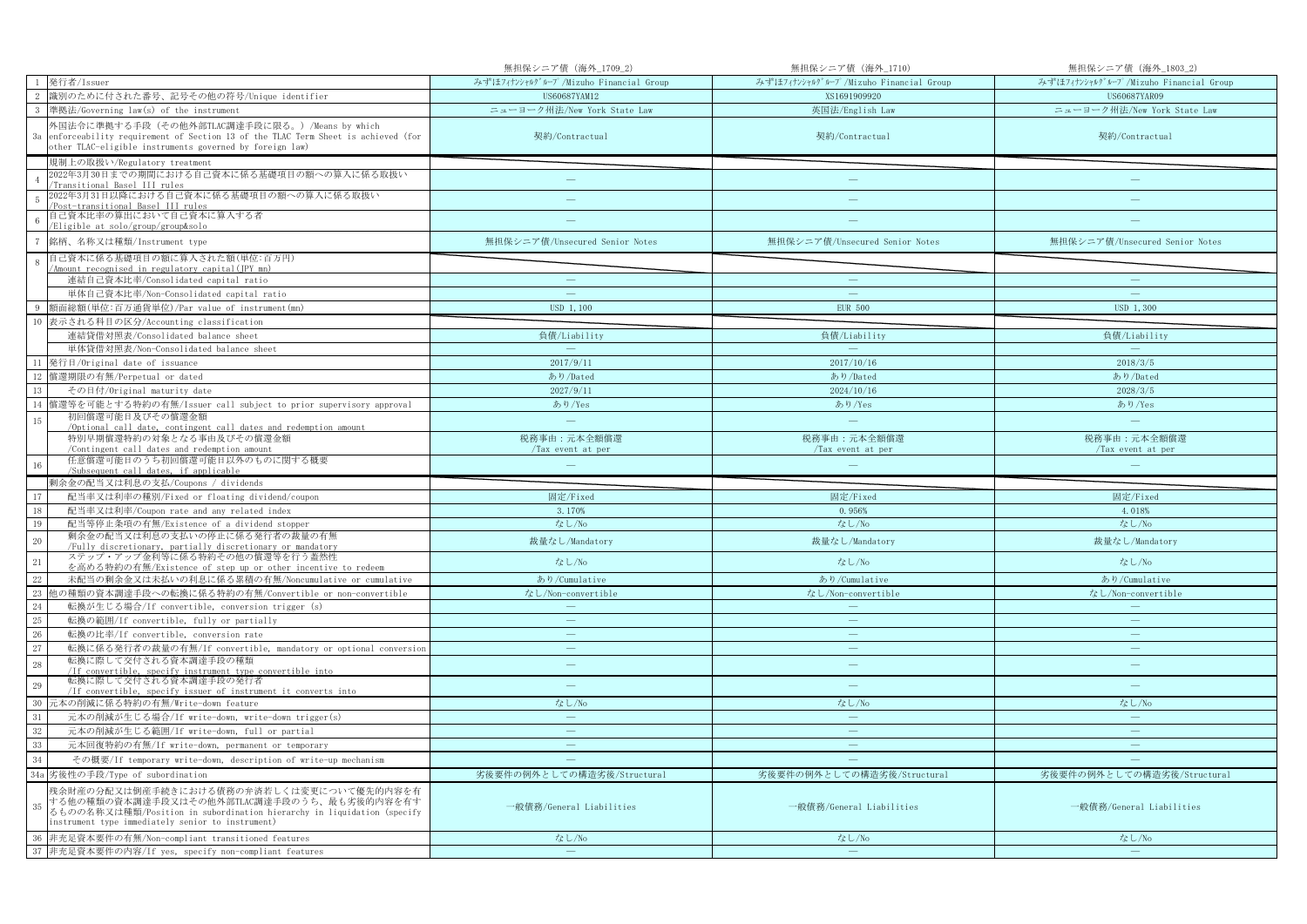| | | 無担保シニア債（海外_1709_2） | 無担保シニア債（海外_1710） | 無担保シニア債（海外_1803_2） |
|---|---|---|---|---|
| 1 | 発行者/Issuer | みずほﾌｨﾅﾝｼｬﾙｸﾞﾙｰﾌﾟ/Mizuho Financial Group | みずほﾌｨﾅﾝｼｬﾙｸﾞﾙｰﾌﾟ/Mizuho Financial Group | みずほﾌｨﾅﾝｼｬﾙｸﾞﾙｰﾌﾟ/Mizuho Financial Group |
| 2 | 識別のために付された番号、記号その他の符号/Unique identifier | US60687YAM12 | XS1691909920 | US60687YAR09 |
| 3 | 準拠法/Governing law(s) of the instrument | ニューヨーク州法/New York State Law | 英国法/English Law | ニューヨーク州法/New York State Law |
| 3a | 外国法令に準拠する手段（その他外部TLAC調達手段に限る。）/Means by which enforceability requirement of Section 13 of the TLAC Term Sheet is achieved (for other TLAC-eligible instruments governed by foreign law) | 契約/Contractual | 契約/Contractual | 契約/Contractual |
| | 規制上の取扱い/Regulatory treatment | | | |
| 4 | 2022年3月30日までの期間における自己資本に係る基礎項目の額への算入に係る取扱い/Transitional Basel III rules | — | — | — |
| 5 | 2022年3月31日以降における自己資本に係る基礎項目の額への算入に係る取扱い/Post-transitional Basel III rules | — | — | — |
| 6 | 自己資本比率の算出において自己資本に算入する者/Eligible at solo/group/group&solo | — | — | — |
| 7 | 銘柄、名称又は種類/Instrument type | 無担保シニア債/Unsecured Senior Notes | 無担保シニア債/Unsecured Senior Notes | 無担保シニア債/Unsecured Senior Notes |
| 8 | 自己資本に係る基礎項目の額に算入された額(単位:百万円)/Amount recognised in regulatory capital(JPY mn) | | | |
| | 連結自己資本比率/Consolidated capital ratio | — | — | — |
| | 単体自己資本比率/Non-Consolidated capital ratio | — | — | — |
| 9 | 額面総額(単位:百万通貨単位)/Par value of instrument(mn) | USD 1,100 | EUR 500 | USD 1,300 |
| 10 | 表示される科目の区分/Accounting classification | | | |
| | 連結貸借対照表/Consolidated balance sheet | 負債/Liability | 負債/Liability | 負債/Liability |
| | 単体貸借対照表/Non-Consolidated balance sheet | — | — | — |
| 11 | 発行日/Original date of issuance | 2017/9/11 | 2017/10/16 | 2018/3/5 |
| 12 | 償還期限の有無/Perpetual or dated | あり/Dated | あり/Dated | あり/Dated |
| 13 | その日付/Original maturity date | 2027/9/11 | 2024/10/16 | 2028/3/5 |
| 14 | 償還等を可能とする特約の有無/Issuer call subject to prior supervisory approval | あり/Yes | あり/Yes | あり/Yes |
| 15 | 初回償還可能日及びその償還金額/Optional call date, contingent call dates and redemption amount | — | — | — |
| | 特別早期償還特約の対象となる事由及びその償還金額/Contingent call dates and redemption amount | 税務事由：元本全額償還/Tax event at per | 税務事由：元本全額償還/Tax event at per | 税務事由：元本全額償還/Tax event at per |
| 16 | 任意償還可能日のうち初回償還可能日以外のものに関する概要/Subsequent call dates, if applicable | — | — | — |
| | 剰余金の配当又は利息の支払/Coupons / dividends | | | |
| 17 | 配当率又は利率の種別/Fixed or floating dividend/coupon | 固定/Fixed | 固定/Fixed | 固定/Fixed |
| 18 | 配当率又は利率/Coupon rate and any related index | 3.170% | 0.956% | 4.018% |
| 19 | 配当等停止条項の有無/Existence of a dividend stopper | なし/No | なし/No | なし/No |
| 20 | 剰余金の配当又は利息の支払いの停止に係る発行者の裁量の有無/Fully discretionary, partially discretionary or mandatory | 裁量なし/Mandatory | 裁量なし/Mandatory | 裁量なし/Mandatory |
| 21 | ステップ・アップ金利等に係る特約その他の償還等を行う蓋然性を高める特約の有無/Existence of step up or other incentive to redeem | なし/No | なし/No | なし/No |
| 22 | 未配当の剰余金又は未払いの利息に係る累積の有無/Noncumulative or cumulative | あり/Cumulative | あり/Cumulative | あり/Cumulative |
| 23 | 他の種類の資本調達手段への転換に係る特約の有無/Convertible or non-convertible | なし/Non-convertible | なし/Non-convertible | なし/Non-convertible |
| 24 | 転換が生じる場合/If convertible, conversion trigger (s) | — | — | — |
| 25 | 転換の範囲/If convertible, fully or partially | — | — | — |
| 26 | 転換の比率/If convertible, conversion rate | — | — | — |
| 27 | 転換に係る発行者の裁量の有無/If convertible, mandatory or optional conversion | — | — | — |
| 28 | 転換に際して交付される資本調達手段の種類/If convertible, specify instrument type convertible into | — | — | — |
| 29 | 転換に際して交付される資本調達手段の発行者/If convertible, specify issuer of instrument it converts into | — | — | — |
| 30 | 元本の削減に係る特約の有無/Write-down feature | なし/No | なし/No | なし/No |
| 31 | 元本の削減が生じる場合/If write-down, write-down trigger(s) | — | — | — |
| 32 | 元本の削減が生じる範囲/If write-down, full or partial | — | — | — |
| 33 | 元本回復特約の有無/If write-down, permanent or temporary | — | — | — |
| 34 | その概要/If temporary write-down, description of write-up mechanism | — | — | — |
| 34a | 劣後性の手段/Type of subordination | 劣後要件の例外としての構造劣後/Structural | 劣後要件の例外としての構造劣後/Structural | 劣後要件の例外としての構造劣後/Structural |
| 35 | 残余財産の分配又は倒産手続きにおける債務の弁済若しくは変更について優先的内容を有する他の種類の資本調達手段又はその他外部TLAC調達手段のうち、最も劣後的内容を有するものの名称又は種類/Position in subordination hierarchy in liquidation (specify instrument type immediately senior to instrument) | 一般債務/General Liabilities | 一般債務/General Liabilities | 一般債務/General Liabilities |
| 36 | 非充足資本要件の有無/Non-compliant transitioned features | なし/No | なし/No | なし/No |
| 37 | 非充足資本要件の内容/If yes, specify non-compliant features | — | — | — |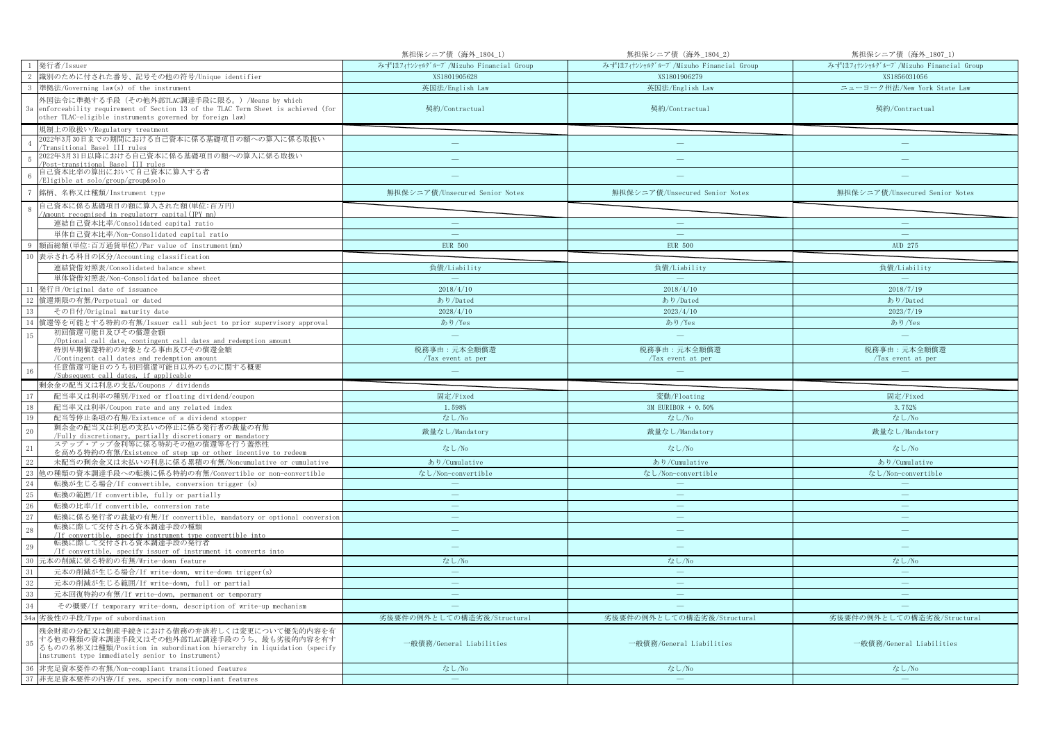| | | 無担保シニア債（海外_1804_1） | 無担保シニア債（海外_1804_2） | 無担保シニア債（海外_1807_1） |
|---|---|---|---|---|
| 1 | 発行者/Issuer | みずほﾌｨﾅﾝｼｬﾙｸﾞﾙｰﾌﾟ/Mizuho Financial Group | みずほﾌｨﾅﾝｼｬﾙｸﾞﾙｰﾌﾟ/Mizuho Financial Group | みずほﾌｨﾅﾝｼｬﾙｸﾞﾙｰﾌﾟ/Mizuho Financial Group |
| 2 | 識別のために付された番号、記号その他の符号/Unique identifier | XS1801905628 | XS1801906279 | XS1856031056 |
| 3 | 準拠法/Governing law(s) of the instrument | 英国法/English Law | 英国法/English Law | ニューヨーク州法/New York State Law |
| 3a | 外国法令に準拠する手段（その他外部TLAC調達手段に限る。）/Means by which enforceability requirement of Section 13 of the TLAC Term Sheet is achieved (for other TLAC-eligible instruments governed by foreign law) | 契約/Contractual | 契約/Contractual | 契約/Contractual |
| | 規制上の取扱い/Regulatory treatment | | | |
| 4 | 2022年3月30日までの期間における自己資本に係る基礎項目の額への算入に係る取扱い/Transitional Basel III rules | — | — | — |
| 5 | 2022年3月31日以降における自己資本に係る基礎項目の額への算入に係る取扱い/Post-transitional Basel III rules | — | — | — |
| 6 | 自己資本比率の算出において自己資本に算入する者/Eligible at solo/group/group&solo | — | — | — |
| 7 | 銘柄、名称又は種類/Instrument type | 無担保シニア債/Unsecured Senior Notes | 無担保シニア債/Unsecured Senior Notes | 無担保シニア債/Unsecured Senior Notes |
| 8 | 自己資本に係る基礎項目の額に算入された額(単位:百万円)/Amount recognised in regulatory capital(JPY mn) | | | |
| | 連結自己資本比率/Consolidated capital ratio | — | — | — |
| | 単体自己資本比率/Non-Consolidated capital ratio | — | — | — |
| 9 | 額面総額(単位:百万通貨単位)/Par value of instrument(mn) | EUR 500 | EUR 500 | AUD 275 |
| 10 | 表示される科目の区分/Accounting classification | | | |
| | 連結貸借対照表/Consolidated balance sheet | 負債/Liability | 負債/Liability | 負債/Liability |
| | 単体貸借対照表/Non-Consolidated balance sheet | — | — | — |
| 11 | 発行日/Original date of issuance | 2018/4/10 | 2018/4/10 | 2018/7/19 |
| 12 | 償還期限の有無/Perpetual or dated | あり/Dated | あり/Dated | あり/Dated |
| 13 | その日付/Original maturity date | 2028/4/10 | 2023/4/10 | 2023/7/19 |
| 14 | 償還等を可能とする特約の有無/Issuer call subject to prior supervisory approval | あり/Yes | あり/Yes | あり/Yes |
| 15 | 初回償還可能日及びその償還金額/Optional call date, contingent call dates and redemption amount | — | — | — |
| | 特別早期償還特約の対象となる事由及びその償還金額/Contingent call dates and redemption amount | 税務事由：元本全額償還/Tax event at per | 税務事由：元本全額償還/Tax event at per | 税務事由：元本全額償還/Tax event at per |
| 16 | 任意償還可能日のうち初回償還可能日以外のものに関する概要/Subsequent call dates, if applicable | — | — | — |
| | 剰余金の配当又は利息の支払/Coupons / dividends | | | |
| 17 | 配当率又は利率の種別/Fixed or floating dividend/coupon | 固定/Fixed | 変動/Floating | 固定/Fixed |
| 18 | 配当率又は利率/Coupon rate and any related index | 1.598% | 3M EURIBOR + 0.50% | 3.752% |
| 19 | 配当等停止条項の有無/Existence of a dividend stopper | なし/No | なし/No | なし/No |
| 20 | 剰余金の配当又は利息の支払いの停止に係る発行者の裁量の有無/Fully discretionary, partially discretionary or mandatory | 裁量なし/Mandatory | 裁量なし/Mandatory | 裁量なし/Mandatory |
| 21 | ステップ・アップ金利等に係る特約その他の償還等を行う蓋然性を高める特約の有無/Existence of step up or other incentive to redeem | なし/No | なし/No | なし/No |
| 22 | 未配当の剰余金又は未払いの利息に係る累積の有無/Noncumulative or cumulative | あり/Cumulative | あり/Cumulative | あり/Cumulative |
| 23 | 他の種類の資本調達手段への転換に係る特約の有無/Convertible or non-convertible | なし/Non-convertible | なし/Non-convertible | なし/Non-convertible |
| 24 | 転換が生じる場合/If convertible, conversion trigger (s) | — | — | — |
| 25 | 転換の範囲/If convertible, fully or partially | — | — | — |
| 26 | 転換の比率/If convertible, conversion rate | — | — | — |
| 27 | 転換に係る発行者の裁量の有無/If convertible, mandatory or optional conversion | — | — | — |
| 28 | 転換に際して交付される資本調達手段の種類/If convertible, specify instrument type convertible into | — | — | — |
| 29 | 転換に際して交付される資本調達手段の発行者/If convertible, specify issuer of instrument it converts into | — | — | — |
| 30 | 元本の削減に係る特約の有無/Write-down feature | なし/No | なし/No | なし/No |
| 31 | 元本の削減が生じる場合/If write-down, write-down trigger(s) | — | — | — |
| 32 | 元本の削減が生じる範囲/If write-down, full or partial | — | — | — |
| 33 | 元本回復特約の有無/If write-down, permanent or temporary | — | — | — |
| 34 | その概要/If temporary write-down, description of write-up mechanism | — | — | — |
| 34a | 劣後性の手段/Type of subordination | 劣後要件の例外としての構造劣後/Structural | 劣後要件の例外としての構造劣後/Structural | 劣後要件の例外としての構造劣後/Structural |
| 35 | 残余財産の分配又は倒産手続きにおける債務の弁済若しくは変更について優先的内容を有する他の種類の資本調達手段又はその他外部TLAC調達手段のうち、最も劣後的内容を有するものの名称又は種類/Position in subordination hierarchy in liquidation (specify instrument type immediately senior to instrument) | 一般債務/General Liabilities | 一般債務/General Liabilities | 一般債務/General Liabilities |
| 36 | 非充足資本要件の有無/Non-compliant transitioned features | なし/No | なし/No | なし/No |
| 37 | 非充足資本要件の内容/If yes, specify non-compliant features | — | — | — |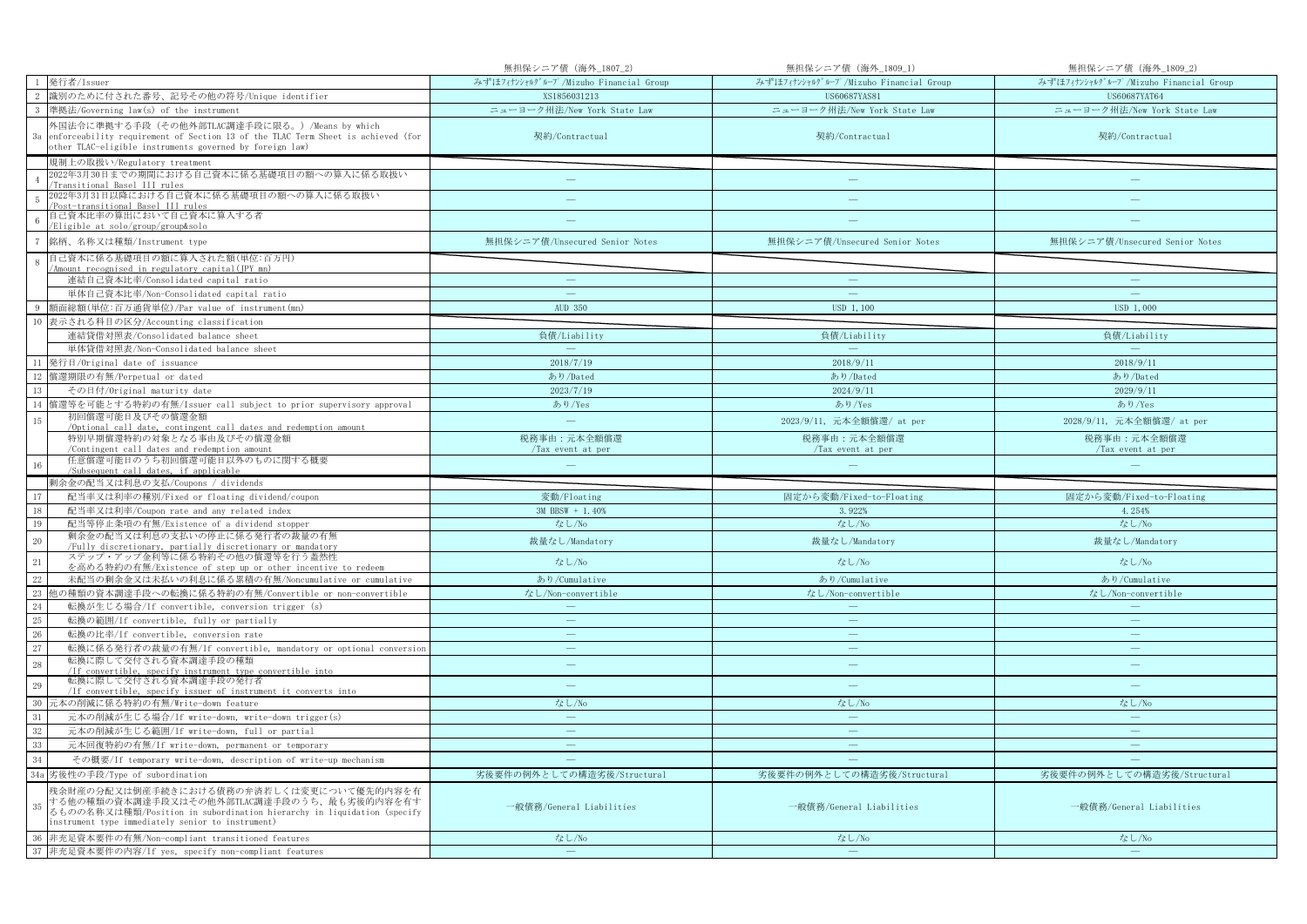| | | 無担保シニア債（海外_1807_2） | 無担保シニア債（海外_1809_1） | 無担保シニア債（海外_1809_2） |
|---|---|---|---|---|
| 1 | 発行者/Issuer | みずほﾌｨﾅﾝｼｬﾙｸﾞﾙｰﾌﾟ/Mizuho Financial Group | みずほﾌｨﾅﾝｼｬﾙｸﾞﾙｰﾌﾟ/Mizuho Financial Group | みずほﾌｨﾅﾝｼｬﾙｸﾞﾙｰﾌﾟ/Mizuho Financial Group |
| 2 | 識別のために付された番号、記号その他の符号/Unique identifier | XS1856031213 | US60687YAS81 | US60687YAT64 |
| 3 | 準拠法/Governing law(s) of the instrument | ニューヨーク州法/New York State Law | ニューヨーク州法/New York State Law | ニューヨーク州法/New York State Law |
| 3a | 外国法令に準拠する手段（その他外部TLAC調達手段に限る。）/Means by which enforceability requirement of Section 13 of the TLAC Term Sheet is achieved (for other TLAC-eligible instruments governed by foreign law) | 契約/Contractual | 契約/Contractual | 契約/Contractual |
| | 規制上の取扱い/Regulatory treatment | | | |
| 4 | 2022年3月30日までの期間における自己資本に係る基礎項目の額への算入に係る取扱い /Transitional Basel III rules | — | — | — |
| 5 | 2022年3月31日以降における自己資本に係る基礎項目の額への算入に係る取扱い /Post-transitional Basel III rules | — | — | — |
| 6 | 自己資本比率の算出において自己資本に算入する者 /Eligible at solo/group/group&solo | — | — | — |
| 7 | 銘柄、名称又は種類/Instrument type | 無担保シニア債/Unsecured Senior Notes | 無担保シニア債/Unsecured Senior Notes | 無担保シニア債/Unsecured Senior Notes |
| 8 | 自己資本に係る基礎項目の額に算入された額(単位:百万円) /Amount recognised in regulatory capital(JPY mn) | | | |
| | 連結自己資本比率/Consolidated capital ratio | — | — | — |
| | 単体自己資本比率/Non-Consolidated capital ratio | — | — | — |
| 9 | 額面総額(単位:百万通貨単位)/Par value of instrument(mn) | AUD 350 | USD 1,100 | USD 1,000 |
| 10 | 表示される科目の区分/Accounting classification | | | |
| | 連結貸借対照表/Consolidated balance sheet | 負債/Liability | 負債/Liability | 負債/Liability |
| | 単体貸借対照表/Non-Consolidated balance sheet | — | — | — |
| 11 | 発行日/Original date of issuance | 2018/7/19 | 2018/9/11 | 2018/9/11 |
| 12 | 償還期限の有無/Perpetual or dated | あり/Dated | あり/Dated | あり/Dated |
| 13 | その日付/Original maturity date | 2023/7/19 | 2024/9/11 | 2029/9/11 |
| 14 | 償還等を可能とする特約の有無/Issuer call subject to prior supervisory approval | あり/Yes | あり/Yes | あり/Yes |
| 15 | 初回償還可能日及びその償還金額 /Optional call date, contingent call dates and redemption amount | — | 2023/9/11, 元本全額償還/ at per | 2028/9/11, 元本全額償還/ at per |
| | 特別早期償還特約の対象となる事由及びその償還金額 /Contingent call dates and redemption amount | 税務事由：元本全額償還 /Tax event at per | 税務事由：元本全額償還 /Tax event at per | 税務事由：元本全額償還 /Tax event at per |
| 16 | 任意償還可能日のうち初回償還可能日以外のものに関する概要 /Subsequent call dates, if applicable | — | — | — |
| | 剰余金の配当又は利息の支払/Coupons / dividends | | | |
| 17 | 配当率又は利率の種別/Fixed or floating dividend/coupon | 変動/Floating | 固定から変動/Fixed-to-Floating | 固定から変動/Fixed-to-Floating |
| 18 | 配当率又は利率/Coupon rate and any related index | 3M BBSW + 1.40% | 3.922% | 4.254% |
| 19 | 配当等停止条項の有無/Existence of a dividend stopper | なし/No | なし/No | なし/No |
| 20 | 剰余金の配当又は利息の支払いの停止に係る発行者の裁量の有無 /Fully discretionary, partially discretionary or mandatory | 裁量なし/Mandatory | 裁量なし/Mandatory | 裁量なし/Mandatory |
| 21 | ステップ・アップ金利等に係る特約その他の償還等を行う蓋然性を高める特約の有無/Existence of step up or other incentive to redeem | なし/No | なし/No | なし/No |
| 22 | 未配当の剰余金又は未払いの利息に係る累積の有無/Noncumulative or cumulative | あり/Cumulative | あり/Cumulative | あり/Cumulative |
| 23 | 他の種類の資本調達手段への転換に係る特約の有無/Convertible or non-convertible | なし/Non-convertible | なし/Non-convertible | なし/Non-convertible |
| 24 | 転換が生じる場合/If convertible, conversion trigger (s) | — | — | — |
| 25 | 転換の範囲/If convertible, fully or partially | — | — | — |
| 26 | 転換の比率/If convertible, conversion rate | — | — | — |
| 27 | 転換に係る発行者の裁量の有無/If convertible, mandatory or optional conversion | — | — | — |
| 28 | 転換に際して交付される資本調達手段の種類 /If convertible, specify instrument type convertible into | — | — | — |
| 29 | 転換に際して交付される資本調達手段の発行者 /If convertible, specify issuer of instrument it converts into | — | — | — |
| 30 | 元本の削減に係る特約の有無/Write-down feature | なし/No | なし/No | なし/No |
| 31 | 元本の削減が生じる場合/If write-down, write-down trigger(s) | — | — | — |
| 32 | 元本の削減が生じる範囲/If write-down, full or partial | — | — | — |
| 33 | 元本回復特約の有無/If write-down, permanent or temporary | — | — | — |
| 34 | その概要/If temporary write-down, description of write-up mechanism | — | — | — |
| 34a | 劣後性の手段/Type of subordination | 劣後要件の例外としての構造劣後/Structural | 劣後要件の例外としての構造劣後/Structural | 劣後要件の例外としての構造劣後/Structural |
| 35 | 残余財産の分配又は倒産手続きにおける債務の弁済若しくは変更について優先的内容を有する他の種類の資本調達手段又はその他外部TLAC調達手段のうち、最も劣後的内容を有するものの名称又は種類/Position in subordination hierarchy in liquidation (specify instrument type immediately senior to instrument) | 一般債務/General Liabilities | 一般債務/General Liabilities | 一般債務/General Liabilities |
| 36 | 非充足資本要件の有無/Non-compliant transitioned features | なし/No | なし/No | なし/No |
| 37 | 非充足資本要件の内容/If yes, specify non-compliant features | — | — | — |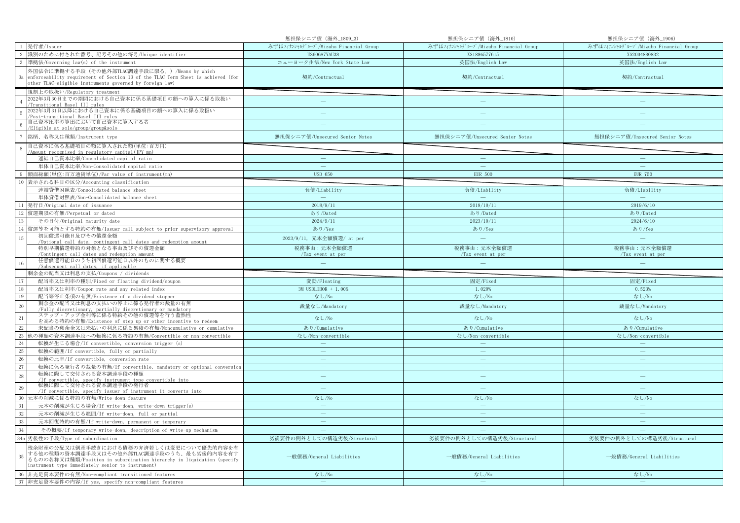| | | 無担保シニア債（海外_1809_3） | 無担保シニア債（海外_1810） | 無担保シニア債（海外_1906） |
|---|---|---|---|---|
| 1 | 発行者/Issuer | みずほﾌｨﾅﾝｼｬﾙｸﾞﾙｰﾌﾟ/Mizuho Financial Group | みずほﾌｨﾅﾝｼｬﾙｸﾞﾙｰﾌﾟ/Mizuho Financial Group | みずほﾌｨﾅﾝｼｬﾙｸﾞﾙｰﾌﾟ/Mizuho Financial Group |
| 2 | 識別のために付された番号、記号その他の符号/Unique identifier | US60687YAU38 | XS1886577615 | XS2004880832 |
| 3 | 準拠法/Governing law(s) of the instrument | ニューヨーク州法/New York State Law | 英国法/English Law | 英国法/English Law |
| 3a | 外国法令に準拠する手段（その他外部TLAC調達手段に限る。）/Means by which enforceability requirement of Section 13 of the TLAC Term Sheet is achieved (for other TLAC-eligible instruments governed by foreign law) | 契約/Contractual | 契約/Contractual | 契約/Contractual |
| | 規制上の取扱い/Regulatory treatment | | | |
| 4 | 2022年3月30日までの期間における自己資本に係る基礎項目の額への算入に係る取扱い/Transitional Basel III rules | — | — | — |
| 5 | 2022年3月31日以降における自己資本に係る基礎項目の額への算入に係る取扱い/Post-transitional Basel III rules | — | — | — |
| 6 | 自己資本比率の算出において自己資本に算入する者/Eligible at solo/group/group&solo | — | — | — |
| 7 | 銘柄、名称又は種類/Instrument type | 無担保シニア債/Unsecured Senior Notes | 無担保シニア債/Unsecured Senior Notes | 無担保シニア債/Unsecured Senior Notes |
| 8 | 自己資本に係る基礎項目の額に算入された額(単位:百万円)/Amount recognised in regulatory capital(JPY mn) | | | |
| | 連結自己資本比率/Consolidated capital ratio | — | — | — |
| | 単体自己資本比率/Non-Consolidated capital ratio | — | — | — |
| 9 | 額面総額(単位:百万通貨単位)/Par value of instrument(mn) | USD 650 | EUR 500 | EUR 750 |
| 10 | 表示される科目の区分/Accounting classification | | | |
| | 連結貸借対照表/Consolidated balance sheet | 負債/Liability | 負債/Liability | 負債/Liability |
| | 単体貸借対照表/Non-Consolidated balance sheet | — | — | — |
| 11 | 発行日/Original date of issuance | 2018/9/11 | 2018/10/11 | 2019/6/10 |
| 12 | 償還期限の有無/Perpetual or dated | あり/Dated | あり/Dated | あり/Dated |
| 13 | その日付/Original maturity date | 2024/9/11 | 2023/10/11 | 2024/6/10 |
| 14 | 償還等を可能とする特約の有無/Issuer call subject to prior supervisory approval | あり/Yes | あり/Yes | あり/Yes |
| 15 | 初回償還可能日及びその償還金額/Optional call date, contingent call dates and redemption amount | 2023/9/11, 元本全額償還/ at per | — | — |
| | 特別早期償還特約の対象となる事由及びその償還金額/Contingent call dates and redemption amount | 税務事由：元本全額償還/Tax event at per | 税務事由：元本全額償還/Tax event at per | 税務事由：元本全額償還/Tax event at per |
| 16 | 任意償還可能日のうち初回償還可能日以外のものに関する概要/Subsequent call dates, if applicable | — | — | — |
| | 剰余金の配当又は利息の支払/Coupons / dividends | | | |
| 17 | 配当率又は利率の種別/Fixed or floating dividend/coupon | 変動/Floating | 固定/Fixed | 固定/Fixed |
| 18 | 配当率又は利率/Coupon rate and any related index | 3M USDLIBOR + 1.00% | 1.020% | 0.523% |
| 19 | 配当等停止条項の有無/Existence of a dividend stopper | なし/No | なし/No | なし/No |
| 20 | 剰余金の配当又は利息の支払いの停止に係る発行者の裁量の有無/Fully discretionary, partially discretionary or mandatory | 裁量なし/Mandatory | 裁量なし/Mandatory | 裁量なし/Mandatory |
| 21 | ステップ・アップ金利等に係る特約その他の償還等を行う蓋然性を高める特約の有無/Existence of step up or other incentive to redeem | なし/No | なし/No | なし/No |
| 22 | 未配当の剰余金又は未払いの利息に係る累積の有無/Noncumulative or cumulative | あり/Cumulative | あり/Cumulative | あり/Cumulative |
| 23 | 他の種類の資本調達手段への転換に係る特約の有無/Convertible or non-convertible | なし/Non-convertible | なし/Non-convertible | なし/Non-convertible |
| 24 | 転換が生じる場合/If convertible, conversion trigger (s) | — | — | — |
| 25 | 転換の範囲/If convertible, fully or partially | — | — | — |
| 26 | 転換の比率/If convertible, conversion rate | — | — | — |
| 27 | 転換に係る発行者の裁量の有無/If convertible, mandatory or optional conversion | — | — | — |
| 28 | 転換に際して交付される資本調達手段の種類/If convertible, specify instrument type convertible into | — | — | — |
| 29 | 転換に際して交付される資本調達手段の発行者/If convertible, specify issuer of instrument it converts into | — | — | — |
| 30 | 元本の削減に係る特約の有無/Write-down feature | なし/No | なし/No | なし/No |
| 31 | 元本の削減が生じる場合/If write-down, write-down trigger(s) | — | — | — |
| 32 | 元本の削減が生じる範囲/If write-down, full or partial | — | — | — |
| 33 | 元本回復特約の有無/If write-down, permanent or temporary | — | — | — |
| 34 | その概要/If temporary write-down, description of write-up mechanism | — | — | — |
| 34a | 劣後性の手段/Type of subordination | 劣後要件の例外としての構造劣後/Structural | 劣後要件の例外としての構造劣後/Structural | 劣後要件の例外としての構造劣後/Structural |
| 35 | 残余財産の分配又は倒産手続きにおける債務の弁済若しくは変更について優先的内容を有する他の種類の資本調達手段又はその他外部TLAC調達手段のうち、最も劣後的内容を有するものの名称又は種類/Position in subordination hierarchy in liquidation (specify instrument type immediately senior to instrument) | 一般債務/General Liabilities | 一般債務/General Liabilities | 一般債務/General Liabilities |
| 36 | 非充足資本要件の有無/Non-compliant transitioned features | なし/No | なし/No | なし/No |
| 37 | 非充足資本要件の内容/If yes, specify non-compliant features | — | — | — |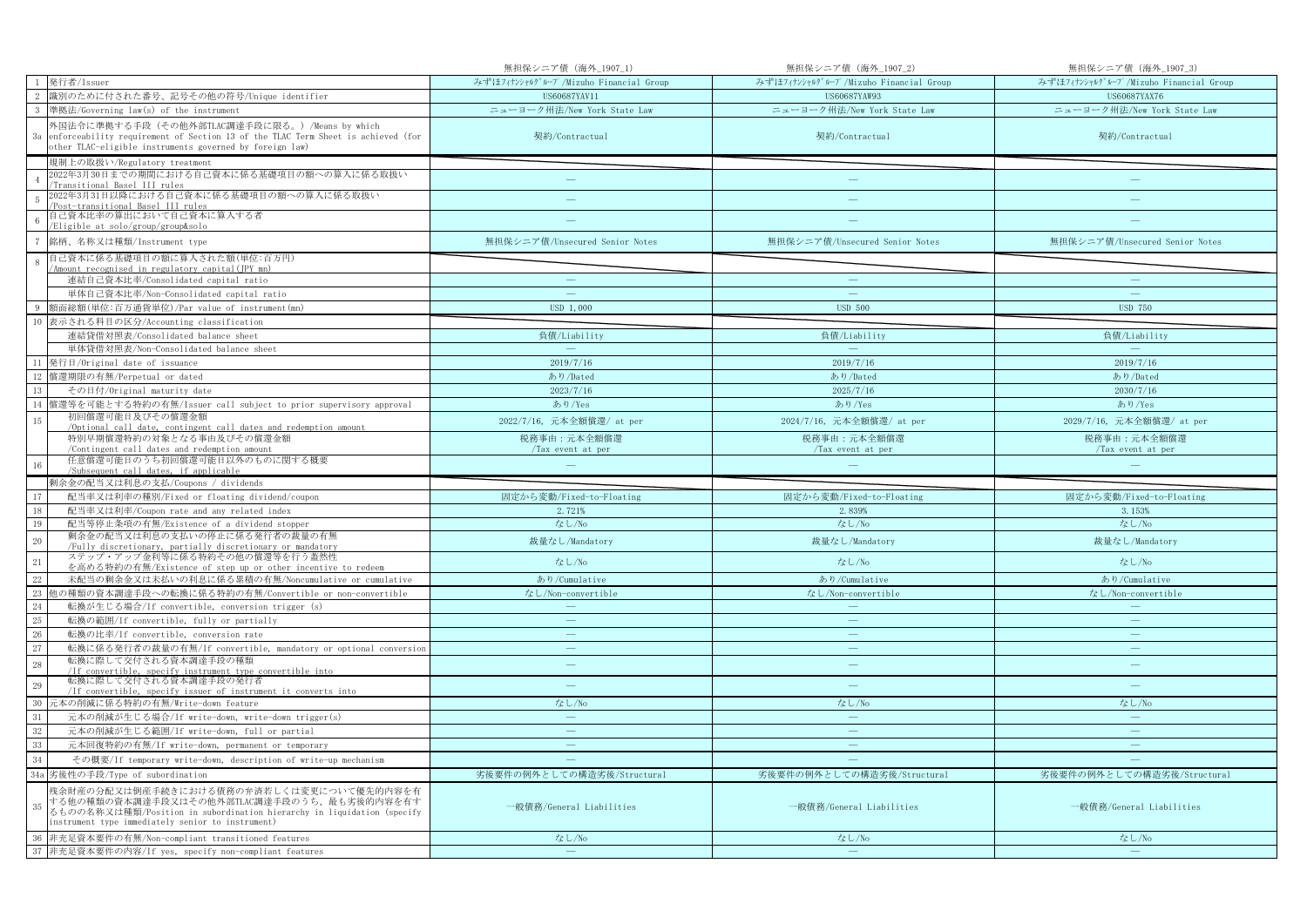| | | 無担保シニア債（海外_1907_1） | 無担保シニア債（海外_1907_2） | 無担保シニア債（海外_1907_3） |
|---|---|---|---|---|
| 1 | 発行者/Issuer | みずほフィナンシャルグループ/Mizuho Financial Group | みずほフィナンシャルグループ/Mizuho Financial Group | みずほフィナンシャルグループ/Mizuho Financial Group |
| 2 | 識別のために付された番号、記号その他の符号/Unique identifier | US60687YAV11 | US60687YAW93 | US60687YAX76 |
| 3 | 準拠法/Governing law(s) of the instrument | ニューヨーク州法/New York State Law | ニューヨーク州法/New York State Law | ニューヨーク州法/New York State Law |
| 3a | 外国法令に準拠する手段（その他外部TLAC調達手段に限る。）/Means by which enforceability requirement of Section 13 of the TLAC Term Sheet is achieved (for other TLAC-eligible instruments governed by foreign law) | 契約/Contractual | 契約/Contractual | 契約/Contractual |
| | 規制上の取扱い/Regulatory treatment | | | |
| 4 | 2022年3月30日までの期間における自己資本に係る基礎項目の額への算入に係る取扱い/Transitional Basel III rules | — | — | — |
| 5 | 2022年3月31日以降における自己資本に係る基礎項目の額への算入に係る取扱い/Post-transitional Basel III rules | — | — | — |
| 6 | 自己資本比率の算出において自己資本に算入する者/Eligible at solo/group/group&solo | — | — | — |
| 7 | 銘柄、名称又は種類/Instrument type | 無担保シニア債/Unsecured Senior Notes | 無担保シニア債/Unsecured Senior Notes | 無担保シニア債/Unsecured Senior Notes |
| 8 | 自己資本に係る基礎項目の額に算入された額(単位:百万円)/Amount recognised in regulatory capital(JPY mn) | | | |
| | 連結自己資本比率/Consolidated capital ratio | — | — | — |
| | 単体自己資本比率/Non-Consolidated capital ratio | — | — | — |
| 9 | 額面総額(単位:百万通貨単位)/Par value of instrument(mn) | USD 1,000 | USD 500 | USD 750 |
| 10 | 表示される科目の区分/Accounting classification | | | |
| | 連結貸借対照表/Consolidated balance sheet | 負債/Liability | 負債/Liability | 負債/Liability |
| | 単体貸借対照表/Non-Consolidated balance sheet | — | — | — |
| 11 | 発行日/Original date of issuance | 2019/7/16 | 2019/7/16 | 2019/7/16 |
| 12 | 償還期限の有無/Perpetual or dated | あり/Dated | あり/Dated | あり/Dated |
| 13 | その日付/Original maturity date | 2023/7/16 | 2025/7/16 | 2030/7/16 |
| 14 | 償還等を可能とする特約の有無/Issuer call subject to prior supervisory approval | あり/Yes | あり/Yes | あり/Yes |
| 15 | 初回償還可能日及びその償還金額/Optional call date, contingent call dates and redemption amount | 2022/7/16, 元本全額償還/ at per | 2024/7/16, 元本全額償還/ at per | 2029/7/16, 元本全額償還/ at per |
| | 特別早期償還特約の対象となる事由及びその償還金額/Contingent call dates and redemption amount | 税務事由：元本全額償還/Tax event at per | 税務事由：元本全額償還/Tax event at per | 税務事由：元本全額償還/Tax event at per |
| 16 | 任意償還可能日のうち初回償還可能日以外のものに関する概要/Subsequent call dates, if applicable | — | — | — |
| | 剰余金の配当又は利息の支払/Coupons / dividends | | | |
| 17 | 配当率又は利率の種別/Fixed or floating dividend/coupon | 固定から変動/Fixed-to-Floating | 固定から変動/Fixed-to-Floating | 固定から変動/Fixed-to-Floating |
| 18 | 配当率又は利率/Coupon rate and any related index | 2.721% | 2.839% | 3.153% |
| 19 | 配当等停止条項の有無/Existence of a dividend stopper | なし/No | なし/No | なし/No |
| 20 | 剰余金の配当又は利息の支払いの停止に係る発行者の裁量の有無/Fully discretionary, partially discretionary or mandatory | 裁量なし/Mandatory | 裁量なし/Mandatory | 裁量なし/Mandatory |
| 21 | ステップ・アップ金利等に係る特約その他の償還等を行う蓋然性を高める特約の有無/Existence of step up or other incentive to redeem | なし/No | なし/No | なし/No |
| 22 | 未配当の剰余金又は未払いの利息に係る累積の有無/Noncumulative or cumulative | あり/Cumulative | あり/Cumulative | あり/Cumulative |
| 23 | 他の種類の資本調達手段への転換に係る特約の有無/Convertible or non-convertible | なし/Non-convertible | なし/Non-convertible | なし/Non-convertible |
| 24 | 転換が生じる場合/If convertible, conversion trigger (s) | — | — | — |
| 25 | 転換の範囲/If convertible, fully or partially | — | — | — |
| 26 | 転換の比率/If convertible, conversion rate | — | — | — |
| 27 | 転換に係る発行者の裁量の有無/If convertible, mandatory or optional conversion | — | — | — |
| 28 | 転換に際して交付される資本調達手段の種類/If convertible, specify instrument type convertible into | — | — | — |
| 29 | 転換に際して交付される資本調達手段の発行者/If convertible, specify issuer of instrument it converts into | — | — | — |
| 30 | 元本の削減に係る特約の有無/Write-down feature | なし/No | なし/No | なし/No |
| 31 | 元本の削減が生じる場合/If write-down, write-down trigger(s) | — | — | — |
| 32 | 元本の削減が生じる範囲/If write-down, full or partial | — | — | — |
| 33 | 元本回復特約の有無/If write-down, permanent or temporary | — | — | — |
| 34 | その概要/If temporary write-down, description of write-up mechanism | — | — | — |
| 34a | 劣後性の手段/Type of subordination | 劣後要件の例外としての構造劣後/Structural | 劣後要件の例外としての構造劣後/Structural | 劣後要件の例外としての構造劣後/Structural |
| 35 | 残余財産の分配又は倒産手続きにおける債務の弁済若しくは変更について優先的内容を有する他の種類の資本調達手段又はその他外部TLAC調達手段のうち、最も劣後的内容を有するものの名称又は種類/Position in subordination hierarchy in liquidation (specify instrument type immediately senior to instrument) | 一般債務/General Liabilities | 一般債務/General Liabilities | 一般債務/General Liabilities |
| 36 | 非充足資本要件の有無/Non-compliant transitioned features | なし/No | なし/No | なし/No |
| 37 | 非充足資本要件の内容/If yes, specify non-compliant features | — | — | — |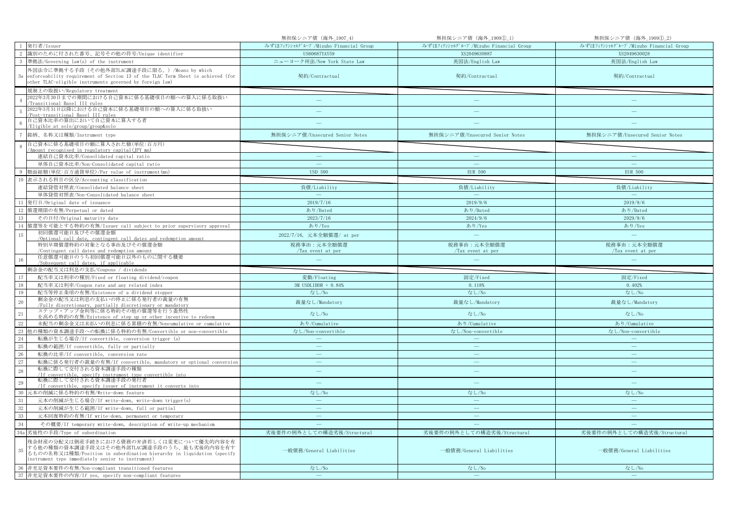| | | 無担保シニア債（海外_1907_4） | 無担保シニア債（海外_1909①_1） | 無担保シニア債（海外_1909①_2） |
|---|---|---|---|---|
| 1 | 発行者/Issuer | みずほﾌｨﾅﾝｼｬﾙｸﾞﾙｰﾌﾟ/Mizuho Financial Group | みずほﾌｨﾅﾝｼｬﾙｸﾞﾙｰﾌﾟ/Mizuho Financial Group | みずほﾌｨﾅﾝｼｬﾙｸﾞﾙｰﾌﾟ/Mizuho Financial Group |
| 2 | 識別のために付された番号、記号その他の符号/Unique identifier | US60687YAY59 | XS2049630887 | XS2049630028 |
| 3 | 準拠法/Governing law(s) of the instrument | ニューヨーク州法/New York State Law | 英国法/English Law | 英国法/English Law |
| 3a | 外国法令に準拠する手段（その他外部TLAC調達手段に限る。）/Means by which enforceability requirement of Section 13 of the TLAC Term Sheet is achieved (for other TLAC-eligible instruments governed by foreign law) | 契約/Contractual | 契約/Contractual | 契約/Contractual |
| | 規制上の取扱い/Regulatory treatment | | | |
| 4 | 2022年3月30日までの期間における自己資本に係る基礎項目の額への算入に係る取扱い /Transitional Basel III rules | — | — | — |
| 5 | 2022年3月31日以降における自己資本に係る基礎項目の額への算入に係る取扱い /Post-transitional Basel III rules | — | — | — |
| 6 | 自己資本比率の算出において自己資本に算入する者 /Eligible at solo/group/group&solo | — | — | — |
| 7 | 銘柄、名称又は種類/Instrument type | 無担保シニア債/Unsecured Senior Notes | 無担保シニア債/Unsecured Senior Notes | 無担保シニア債/Unsecured Senior Notes |
| 8 | 自己資本に係る基礎項目の額に算入された額(単位:百万円) /Amount recognised in regulatory capital(JPY mn) | | | |
| | 連結自己資本比率/Consolidated capital ratio | — | — | — |
| | 単体自己資本比率/Non-Consolidated capital ratio | — | — | — |
| 9 | 額面総額(単位:百万通貨単位)/Par value of instrument(mn) | USD 500 | EUR 500 | EUR 500 |
| 10 | 表示される科目の区分/Accounting classification | | | |
| | 連結貸借対照表/Consolidated balance sheet | 負債/Liability | 負債/Liability | 負債/Liability |
| | 単体貸借対照表/Non-Consolidated balance sheet | — | — | — |
| 11 | 発行日/Original date of issuance | 2019/7/16 | 2019/9/6 | 2019/9/6 |
| 12 | 償還期限の有無/Perpetual or dated | あり/Dated | あり/Dated | あり/Dated |
| 13 | その日付/Original maturity date | 2023/7/16 | 2024/9/6 | 2029/9/6 |
| 14 | 償還等を可能とする特約の有無/Issuer call subject to prior supervisory approval | あり/Yes | あり/Yes | あり/Yes |
| 15 | 初回償還可能日及びその償還金額 /Optional call date, contingent call dates and redemption amount | 2022/7/16, 元本全額償還/ at per | — | — |
| | 特別早期償還特約の対象となる事由及びその償還金額 /Contingent call dates and redemption amount | 税務事由：元本全額償還 /Tax event at per | 税務事由：元本全額償還 /Tax event at per | 税務事由：元本全額償還 /Tax event at per |
| 16 | 任意償還可能日のうち初回償還可能日以外のものに関する概要 /Subsequent call dates, if applicable | — | — | — |
| | 剰余金の配当又は利息の支払/Coupons / dividends | | | |
| 17 | 配当率又は利率の種別/Fixed or floating dividend/coupon | 変動/Floating | 固定/Fixed | 固定/Fixed |
| 18 | 配当率又は利率/Coupon rate and any related index | 3M USDLIBOR + 0.84% | 0.118% | 0.402% |
| 19 | 配当等停止条項の有無/Existence of a dividend stopper | なし/No | なし/No | なし/No |
| 20 | 剰余金の配当又は利息の支払いの停止に係る発行者の裁量の有無 /Fully discretionary, partially discretionary or mandatory | 裁量なし/Mandatory | 裁量なし/Mandatory | 裁量なし/Mandatory |
| 21 | ステップ・アップ金利等に係る特約その他の償還等を行う蓋然性を高める特約の有無/Existence of step up or other incentive to redeem | なし/No | なし/No | なし/No |
| 22 | 未配当の剰余金又は未払いの利息に係る累積の有無/Noncumulative or cumulative | あり/Cumulative | あり/Cumulative | あり/Cumulative |
| 23 | 他の種類の資本調達手段への転換に係る特約の有無/Convertible or non-convertible | なし/Non-convertible | なし/Non-convertible | なし/Non-convertible |
| 24 | 転換が生じる場合/If convertible, conversion trigger (s) | — | — | — |
| 25 | 転換の範囲/If convertible, fully or partially | — | — | — |
| 26 | 転換の比率/If convertible, conversion rate | — | — | — |
| 27 | 転換に係る発行者の裁量の有無/If convertible, mandatory or optional conversion | — | — | — |
| 28 | 転換に際して交付される資本調達手段の種類 /If convertible, specify instrument type convertible into | — | — | — |
| 29 | 転換に際して交付される資本調達手段の発行者 /If convertible, specify issuer of instrument it converts into | — | — | — |
| 30 | 元本の削減に係る特約の有無/Write-down feature | なし/No | なし/No | なし/No |
| 31 | 元本の削減が生じる場合/If write-down, write-down trigger(s) | — | — | — |
| 32 | 元本の削減が生じる範囲/If write-down, full or partial | — | — | — |
| 33 | 元本回復特約の有無/If write-down, permanent or temporary | — | — | — |
| 34 | その概要/If temporary write-down, description of write-up mechanism | — | — | — |
| 34a | 劣後性の手段/Type of subordination | 劣後要件の例外としての構造劣後/Structural | 劣後要件の例外としての構造劣後/Structural | 劣後要件の例外としての構造劣後/Structural |
| 35 | 残余財産の分配又は倒産手続きにおける債務の弁済若しくは変更について優先的内容を有する他の種類の資本調達手段又はその他外部TLAC調達手段のうち、最も劣後的内容を有するものの名称又は種類/Position in subordination hierarchy in liquidation (specify instrument type immediately senior to instrument) | 一般債務/General Liabilities | 一般債務/General Liabilities | 一般債務/General Liabilities |
| 36 | 非充足資本要件の有無/Non-compliant transitioned features | なし/No | なし/No | なし/No |
| 37 | 非充足資本要件の内容/If yes, specify non-compliant features | — | — | — |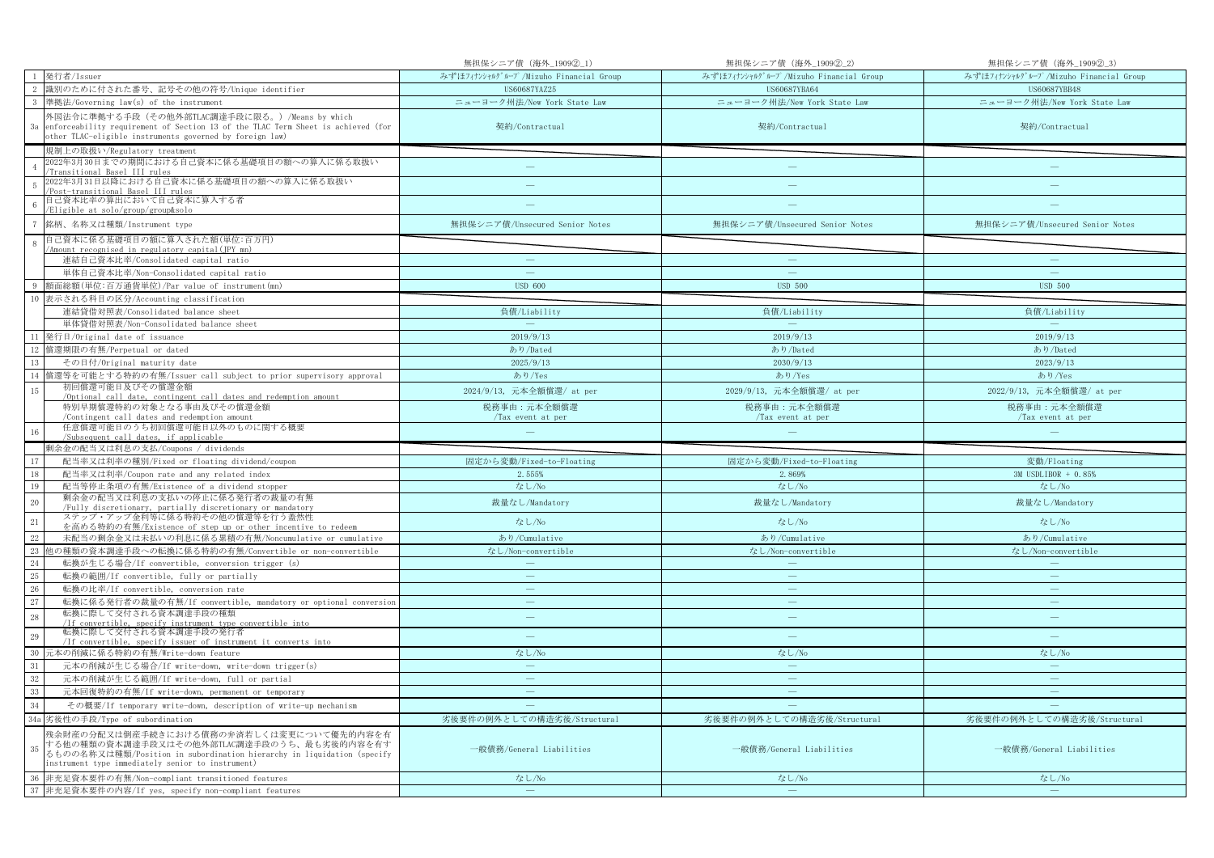| | | 無担保シニア債（海外_1909②_1） | 無担保シニア債（海外_1909②_2） | 無担保シニア債（海外_1909②_3） |
|---|---|---|---|---|
| 1 | 発行者/Issuer | みずほフィナンシャルグループ/Mizuho Financial Group | みずほフィナンシャルグループ/Mizuho Financial Group | みずほフィナンシャルグループ/Mizuho Financial Group |
| 2 | 識別のために付された番号、記号その他の符号/Unique identifier | US60687YAZ25 | US60687YBA64 | US60687YBB48 |
| 3 | 準拠法/Governing law(s) of the instrument | ニューヨーク州法/New York State Law | ニューヨーク州法/New York State Law | ニューヨーク州法/New York State Law |
| 3a | 外国法令に準拠する手段（その他外部TLAC調達手段に限る。）/Means by which enforceability requirement of Section 13 of the TLAC Term Sheet is achieved (for other TLAC-eligible instruments governed by foreign law) | 契約/Contractual | 契約/Contractual | 契約/Contractual |
| | 規制上の取扱い/Regulatory treatment | | | |
| 4 | 2022年3月30日までの期間における自己資本に係る基礎項目の額への算入に係る取扱い /Transitional Basel III rules | — | — | — |
| 5 | 2022年3月31日以降における自己資本に係る基礎項目の額への算入に係る取扱い /Post-transitional Basel III rules | — | — | — |
| 6 | 自己資本比率の算出において自己資本に算入する者 /Eligible at solo/group/group&solo | — | — | — |
| 7 | 銘柄、名称又は種類/Instrument type | 無担保シニア債/Unsecured Senior Notes | 無担保シニア債/Unsecured Senior Notes | 無担保シニア債/Unsecured Senior Notes |
| 8 | 自己資本に係る基礎項目の額に算入された額(単位:百万円) /Amount recognised in regulatory capital(JPY mn) | | | |
| | 連結自己資本比率/Consolidated capital ratio | — | — | — |
| | 単体自己資本比率/Non-Consolidated capital ratio | — | — | — |
| 9 | 額面総額(単位:百万通貨単位)/Par value of instrument(mn) | USD 600 | USD 500 | USD 500 |
| 10 | 表示される科目の区分/Accounting classification | | | |
| | 連結貸借対照表/Consolidated balance sheet | 負債/Liability | 負債/Liability | 負債/Liability |
| | 単体貸借対照表/Non-Consolidated balance sheet | — | — | — |
| 11 | 発行日/Original date of issuance | 2019/9/13 | 2019/9/13 | 2019/9/13 |
| 12 | 償還期限の有無/Perpetual or dated | あり/Dated | あり/Dated | あり/Dated |
| 13 | その日付/Original maturity date | 2025/9/13 | 2030/9/13 | 2023/9/13 |
| 14 | 償還等を可能とする特約の有無/Issuer call subject to prior supervisory approval | あり/Yes | あり/Yes | あり/Yes |
| 15 | 初回償還可能日及びその償還金額 /Optional call date, contingent call dates and redemption amount | 2024/9/13, 元本全額償還/ at per | 2029/9/13, 元本全額償還/ at per | 2022/9/13, 元本全額償還/ at per |
| | 特別早期償還特約の対象となる事由及びその償還金額 /Contingent call dates and redemption amount | 税務事由：元本全額償還 /Tax event at per | 税務事由：元本全額償還 /Tax event at per | 税務事由：元本全額償還 /Tax event at per |
| 16 | 任意償還可能日のうち初回償還可能日以外のものに関する概要 /Subsequent call dates, if applicable | — | — | — |
| | 剰余金の配当又は利息の支払/Coupons / dividends | | | |
| 17 | 配当率又は利率の種別/Fixed or floating dividend/coupon | 固定から変動/Fixed-to-Floating | 固定から変動/Fixed-to-Floating | 変動/Floating |
| 18 | 配当率又は利率/Coupon rate and any related index | 2.555% | 2.869% | 3M USDLIBOR + 0.85% |
| 19 | 配当等停止条項の有無/Existence of a dividend stopper | なし/No | なし/No | なし/No |
| 20 | 剰余金の配当又は利息の支払いの停止に係る発行者の裁量の有無 /Fully discretionary, partially discretionary or mandatory | 裁量なし/Mandatory | 裁量なし/Mandatory | 裁量なし/Mandatory |
| 21 | ステップ・アップ金利等に係る特約その他の償還等を行う蓋然性を高める特約の有無/Existence of step up or other incentive to redeem | なし/No | なし/No | なし/No |
| 22 | 未配当の剰余金又は未払いの利息に係る累積の有無/Noncumulative or cumulative | あり/Cumulative | あり/Cumulative | あり/Cumulative |
| 23 | 他の種類の資本調達手段への転換に係る特約の有無/Convertible or non-convertible | なし/Non-convertible | なし/Non-convertible | なし/Non-convertible |
| 24 | 転換が生じる場合/If convertible, conversion trigger (s) | — | — | — |
| 25 | 転換の範囲/If convertible, fully or partially | — | — | — |
| 26 | 転換の比率/If convertible, conversion rate | — | — | — |
| 27 | 転換に係る発行者の裁量の有無/If convertible, mandatory or optional conversion | — | — | — |
| 28 | 転換に際して交付される資本調達手段の種類 /If convertible, specify instrument type convertible into | — | — | — |
| 29 | 転換に際して交付される資本調達手段の発行者 /If convertible, specify issuer of instrument it converts into | — | — | — |
| 30 | 元本の削減に係る特約の有無/Write-down feature | なし/No | なし/No | なし/No |
| 31 | 元本の削減が生じる場合/If write-down, write-down trigger(s) | — | — | — |
| 32 | 元本の削減が生じる範囲/If write-down, full or partial | — | — | — |
| 33 | 元本回復特約の有無/If write-down, permanent or temporary | — | — | — |
| 34 | その概要/If temporary write-down, description of write-up mechanism | — | — | — |
| 34a | 劣後性の手段/Type of subordination | 劣後要件の例外としての構造劣後/Structural | 劣後要件の例外としての構造劣後/Structural | 劣後要件の例外としての構造劣後/Structural |
| 35 | 残余財産の分配又は倒産手続きにおける債務の弁済若しくは変更について優先的内容を有する他の種類の資本調達手段又はその他外部TLAC調達手段のうち、最も劣後的内容を有するものの名称又は種類/Position in subordination hierarchy in liquidation (specify instrument type immediately senior to instrument) | 一般債務/General Liabilities | 一般債務/General Liabilities | 一般債務/General Liabilities |
| 36 | 非充足資本要件の有無/Non-compliant transitioned features | なし/No | なし/No | なし/No |
| 37 | 非充足資本要件の内容/If yes, specify non-compliant features | — | — | — |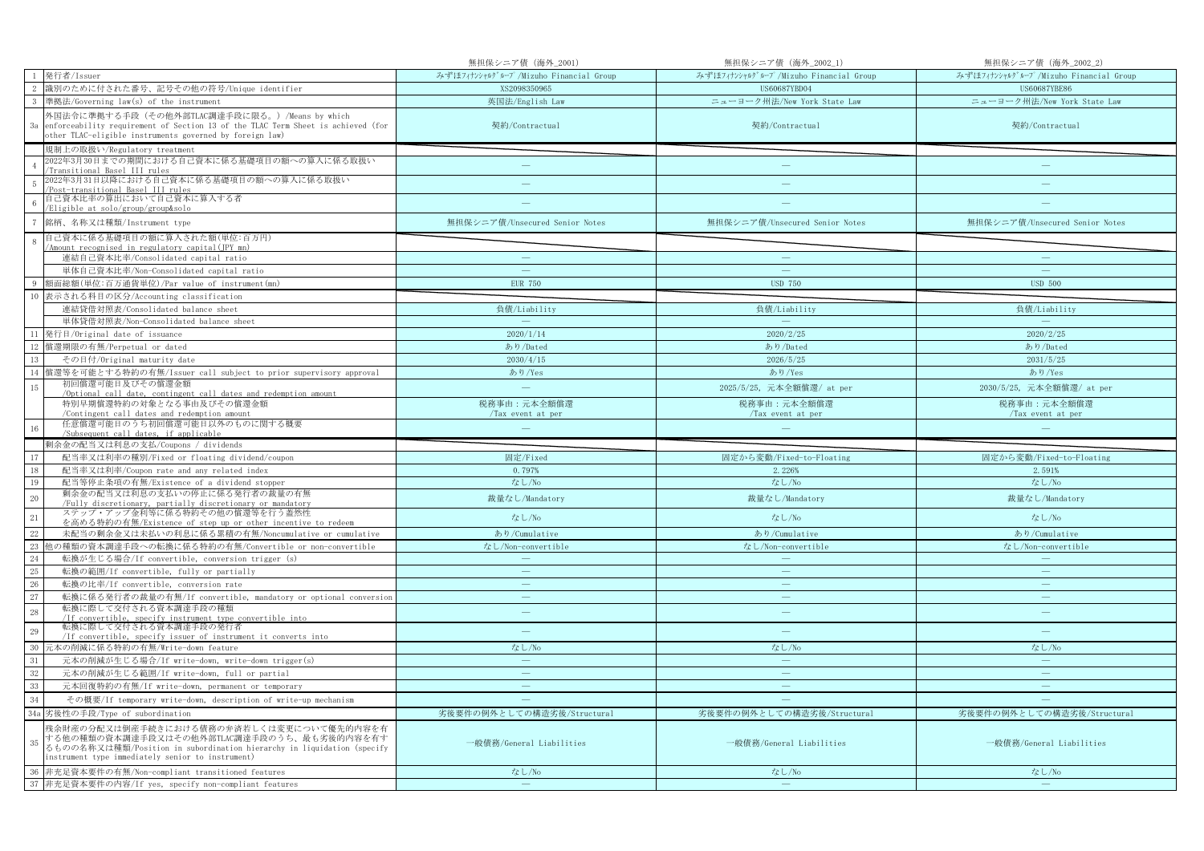| | | 無担保シニア債（海外_2001） | 無担保シニア債（海外_2002_1） | 無担保シニア債（海外_2002_2） |
|---|---|---|---|---|
| 1 | 発行者/Issuer | みずほﾌｨﾅﾝｼｬﾙｸﾞﾙｰﾌﾟ/Mizuho Financial Group | みずほﾌｨﾅﾝｼｬﾙｸﾞﾙｰﾌﾟ/Mizuho Financial Group | みずほﾌｨﾅﾝｼｬﾙｸﾞﾙｰﾌﾟ/Mizuho Financial Group |
| 2 | 識別のために付された番号、記号その他の符号/Unique identifier | XS2098350965 | US60687YBD04 | US60687YBE86 |
| 3 | 準拠法/Governing law(s) of the instrument | 英国法/English Law | ニューヨーク州法/New York State Law | ニューヨーク州法/New York State Law |
| 3a | 外国法令に準拠する手段（その他外部TLAC調達手段に限る。）/Means by which enforceability requirement of Section 13 of the TLAC Term Sheet is achieved (for other TLAC-eligible instruments governed by foreign law) | 契約/Contractual | 契約/Contractual | 契約/Contractual |
| | 規制上の取扱い/Regulatory treatment | | | |
| 4 | 2022年3月30日までの期間における自己資本に係る基礎項目の額への算入に係る取扱い/Transitional Basel III rules | — | — | — |
| 5 | 2022年3月31日以降における自己資本に係る基礎項目の額への算入に係る取扱い/Post-transitional Basel III rules | — | — | — |
| 6 | 自己資本比率の算出において自己資本に算入する者/Eligible at solo/group/group&solo | — | — | — |
| 7 | 銘柄、名称又は種類/Instrument type | 無担保シニア債/Unsecured Senior Notes | 無担保シニア債/Unsecured Senior Notes | 無担保シニア債/Unsecured Senior Notes |
| 8 | 自己資本に係る基礎項目の額に算入された額(単位:百万円)/Amount recognised in regulatory capital(JPY mn) | | | |
| | 連結自己資本比率/Consolidated capital ratio | — | — | — |
| | 単体自己資本比率/Non-Consolidated capital ratio | — | — | — |
| 9 | 額面総額(単位:百万通貨単位)/Par value of instrument(mn) | EUR 750 | USD 750 | USD 500 |
| 10 | 表示される科目の区分/Accounting classification | | | |
| | 連結貸借対照表/Consolidated balance sheet | 負債/Liability | 負債/Liability | 負債/Liability |
| | 単体貸借対照表/Non-Consolidated balance sheet | — | — | — |
| 11 | 発行日/Original date of issuance | 2020/1/14 | 2020/2/25 | 2020/2/25 |
| 12 | 償還期限の有無/Perpetual or dated | あり/Dated | あり/Dated | あり/Dated |
| 13 | その日付/Original maturity date | 2030/4/15 | 2026/5/25 | 2031/5/25 |
| 14 | 償還等を可能とする特約の有無/Issuer call subject to prior supervisory approval | あり/Yes | あり/Yes | あり/Yes |
| 15 | 初回償還可能日及びその償還金額/Optional call date, contingent call dates and redemption amount | — | 2025/5/25, 元本全額償還/ at per | 2030/5/25, 元本全額償還/ at per |
| | 特別早期償還特約の対象となる事由及びその償還金額/Contingent call dates and redemption amount | 税務事由：元本全額償還/Tax event at per | 税務事由：元本全額償還/Tax event at per | 税務事由：元本全額償還/Tax event at per |
| 16 | 任意償還可能日のうち初回償還可能日以外のものに関する概要/Subsequent call dates, if applicable | — | — | — |
| | 剰余金の配当又は利息の支払/Coupons / dividends | | | |
| 17 | 配当率又は利率の種別/Fixed or floating dividend/coupon | 固定/Fixed | 固定から変動/Fixed-to-Floating | 固定から変動/Fixed-to-Floating |
| 18 | 配当率又は利率/Coupon rate and any related index | 0.797% | 2.226% | 2.591% |
| 19 | 配当等停止条項の有無/Existence of a dividend stopper | なし/No | なし/No | なし/No |
| 20 | 剰余金の配当又は利息の支払いの停止に係る発行者の裁量の有無/Fully discretionary, partially discretionary or mandatory | 裁量なし/Mandatory | 裁量なし/Mandatory | 裁量なし/Mandatory |
| 21 | ステップ・アップ金利等に係る特約その他の償還等を行う蓋然性を高める特約の有無/Existence of step up or other incentive to redeem | なし/No | なし/No | なし/No |
| 22 | 未配当の剰余金又は未払いの利息に係る累積の有無/Noncumulative or cumulative | あり/Cumulative | あり/Cumulative | あり/Cumulative |
| 23 | 他の種類の資本調達手段への転換に係る特約の有無/Convertible or non-convertible | なし/Non-convertible | なし/Non-convertible | なし/Non-convertible |
| 24 | 転換が生じる場合/If convertible, conversion trigger (s) | — | — | — |
| 25 | 転換の範囲/If convertible, fully or partially | — | — | — |
| 26 | 転換の比率/If convertible, conversion rate | — | — | — |
| 27 | 転換に係る発行者の裁量の有無/If convertible, mandatory or optional conversion | — | — | — |
| 28 | 転換に際して交付される資本調達手段の種類/If convertible, specify instrument type convertible into | — | — | — |
| 29 | 転換に際して交付される資本調達手段の発行者/If convertible, specify issuer of instrument it converts into | — | — | — |
| 30 | 元本の削減に係る特約の有無/Write-down feature | なし/No | なし/No | なし/No |
| 31 | 元本の削減が生じる場合/If write-down, write-down trigger(s) | — | — | — |
| 32 | 元本の削減が生じる範囲/If write-down, full or partial | — | — | — |
| 33 | 元本回復特約の有無/If write-down, permanent or temporary | — | — | — |
| 34 | その概要/If temporary write-down, description of write-up mechanism | — | — | — |
| 34a | 劣後性の手段/Type of subordination | 劣後要件の例外としての構造劣後/Structural | 劣後要件の例外としての構造劣後/Structural | 劣後要件の例外としての構造劣後/Structural |
| 35 | 残余財産の分配又は倒産手続きにおける債務の弁済若しくは変更について優先的内容を有する他の種類の資本調達手段又はその他外部TLAC調達手段のうち、最も劣後的内容を有するものの名称又は種類/Position in subordination hierarchy in liquidation (specify instrument type immediately senior to instrument) | 一般債務/General Liabilities | 一般債務/General Liabilities | 一般債務/General Liabilities |
| 36 | 非充足資本要件の有無/Non-compliant transitioned features | なし/No | なし/No | なし/No |
| 37 | 非充足資本要件の内容/If yes, specify non-compliant features | — | — | — |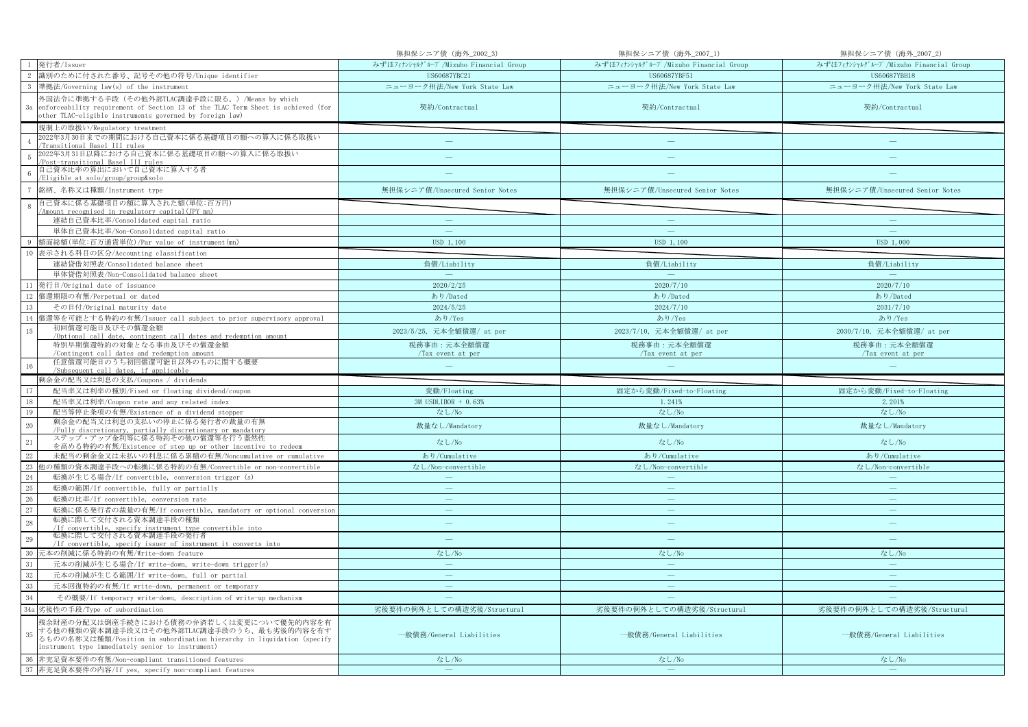| | | 無担保シニア債（海外_2002_3） | 無担保シニア債（海外_2007_1） | 無担保シニア債（海外_2007_2） |
|---|---|---|---|---|
| 1 | 発行者/Issuer | みずほﾌｨﾅﾝｼｬﾙｸﾞﾙｰﾌﾟ/Mizuho Financial Group | みずほﾌｨﾅﾝｼｬﾙｸﾞﾙｰﾌﾟ/Mizuho Financial Group | みずほﾌｨﾅﾝｼｬﾙｸﾞﾙｰﾌﾟ/Mizuho Financial Group |
| 2 | 識別のために付された番号、記号その他の符号/Unique identifier | US60687YBC21 | US60687YBF51 | US60687YBH18 |
| 3 | 準拠法/Governing law(s) of the instrument | ニューヨーク州法/New York State Law | ニューヨーク州法/New York State Law | ニューヨーク州法/New York State Law |
| 3a | 外国法令に準拠する手段（その他外部TLAC調達手段に限る。）/Means by which enforceability requirement of Section 13 of the TLAC Term Sheet is achieved (for other TLAC-eligible instruments governed by foreign law) | 契約/Contractual | 契約/Contractual | 契約/Contractual |
| | 規制上の取扱い/Regulatory treatment | | | |
| 4 | 2022年3月30日までの期間における自己資本に係る基礎項目の額への算入に係る取扱い/Transitional Basel III rules | — | — | — |
| 5 | 2022年3月31日以降における自己資本に係る基礎項目の額への算入に係る取扱い/Post-transitional Basel III rules | — | — | — |
| 6 | 自己資本比率の算出において自己資本に算入する者/Eligible at solo/group/group&solo | — | — | — |
| 7 | 銘柄、名称又は種類/Instrument type | 無担保シニア債/Unsecured Senior Notes | 無担保シニア債/Unsecured Senior Notes | 無担保シニア債/Unsecured Senior Notes |
| 8 | 自己資本に係る基礎項目の額に算入された額(単位:百万円)/Amount recognised in regulatory capital(JPY mn) | | | |
| | 連結自己資本比率/Consolidated capital ratio | — | — | — |
| | 単体自己資本比率/Non-Consolidated capital ratio | — | — | — |
| 9 | 額面総額(単位:百万通貨単位)/Par value of instrument(mn) | USD 1,100 | USD 1,100 | USD 1,000 |
| 10 | 表示される科目の区分/Accounting classification | | | |
| | 連結貸借対照表/Consolidated balance sheet | 負債/Liability | 負債/Liability | 負債/Liability |
| | 単体貸借対照表/Non-Consolidated balance sheet | — | — | — |
| 11 | 発行日/Original date of issuance | 2020/2/25 | 2020/7/10 | 2020/7/10 |
| 12 | 償還期限の有無/Perpetual or dated | あり/Dated | あり/Dated | あり/Dated |
| 13 | その日付/Original maturity date | 2024/5/25 | 2024/7/10 | 2031/7/10 |
| 14 | 償還等を可能とする特約の有無/Issuer call subject to prior supervisory approval | あり/Yes | あり/Yes | あり/Yes |
| 15 | 初回償還可能日及びその償還金額/Optional call date, contingent call dates and redemption amount | 2023/5/25, 元本全額償還/ at per | 2023/7/10, 元本全額償還/ at per | 2030/7/10, 元本全額償還/ at per |
| | 特別早期償還特約の対象となる事由及びその償還金額/Contingent call dates and redemption amount | 税務事由：元本全額償還 /Tax event at per | 税務事由：元本全額償還 /Tax event at per | 税務事由：元本全額償還 /Tax event at per |
| 16 | 任意償還可能日のうち初回償還可能日以外のものに関する概要/Subsequent call dates, if applicable | — | — | — |
| | 剰余金の配当又は利息の支払/Coupons / dividends | | | |
| 17 | 配当率又は利率の種別/Fixed or floating dividend/coupon | 変動/Floating | 固定から変動/Fixed-to-Floating | 固定から変動/Fixed-to-Floating |
| 18 | 配当率又は利率/Coupon rate and any related index | 3M USDLIBOR + 0.63% | 1.241% | 2.201% |
| 19 | 配当等停止条項の有無/Existence of a dividend stopper | なし/No | なし/No | なし/No |
| 20 | 剰余金の配当又は利息の支払いの停止に係る発行者の裁量の有無/Fully discretionary, partially discretionary or mandatory | 裁量なし/Mandatory | 裁量なし/Mandatory | 裁量なし/Mandatory |
| 21 | ステップ・アップ金利等に係る特約その他の償還等を行う蓋然性を高める特約の有無/Existence of step up or other incentive to redeem | なし/No | なし/No | なし/No |
| 22 | 未配当の剰余金又は未払いの利息に係る累積の有無/Noncumulative or cumulative | あり/Cumulative | あり/Cumulative | あり/Cumulative |
| 23 | 他の種類の資本調達手段への転換に係る特約の有無/Convertible or non-convertible | なし/Non-convertible | なし/Non-convertible | なし/Non-convertible |
| 24 | 転換が生じる場合/If convertible, conversion trigger (s) | — | — | — |
| 25 | 転換の範囲/If convertible, fully or partially | — | — | — |
| 26 | 転換の比率/If convertible, conversion rate | — | — | — |
| 27 | 転換に係る発行者の裁量の有無/If convertible, mandatory or optional conversion | — | — | — |
| 28 | 転換に際して交付される資本調達手段の種類/If convertible, specify instrument type convertible into | — | — | — |
| 29 | 転換に際して交付される資本調達手段の発行者/If convertible, specify issuer of instrument it converts into | — | — | — |
| 30 | 元本の削減に係る特約の有無/Write-down feature | なし/No | なし/No | なし/No |
| 31 | 元本の削減が生じる場合/If write-down, write-down trigger(s) | — | — | — |
| 32 | 元本の削減が生じる範囲/If write-down, full or partial | — | — | — |
| 33 | 元本回復特約の有無/If write-down, permanent or temporary | — | — | — |
| 34 | その概要/If temporary write-down, description of write-up mechanism | — | — | — |
| 34a | 劣後性の手段/Type of subordination | 劣後要件の例外としての構造劣後/Structural | 劣後要件の例外としての構造劣後/Structural | 劣後要件の例外としての構造劣後/Structural |
| 35 | 残余財産の分配又は倒産手続きにおける債務の弁済若しくは変更について優先的内容を有する他の種類の資本調達手段又はその他外部TLAC調達手段のうち、最も劣後的内容を有するものの名称又は種類/Position in subordination hierarchy in liquidation (specify instrument type immediately senior to instrument) | 一般債務/General Liabilities | 一般債務/General Liabilities | 一般債務/General Liabilities |
| 36 | 非充足資本要件の有無/Non-compliant transitioned features | なし/No | なし/No | なし/No |
| 37 | 非充足資本要件の内容/If yes, specify non-compliant features | — | — | — |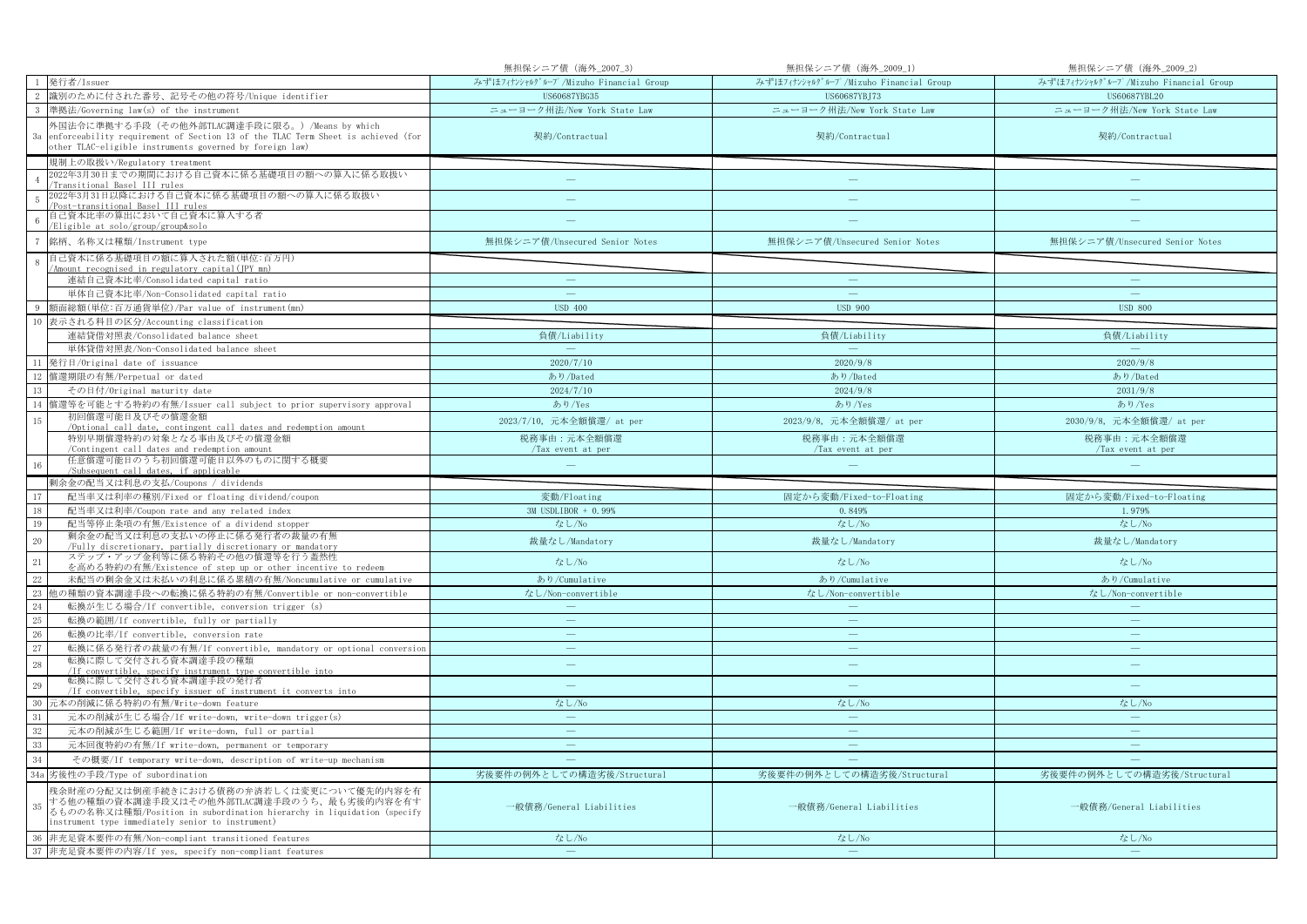| | | 無担保シニア債（海外_2007_3） | 無担保シニア債（海外_2009_1） | 無担保シニア債（海外_2009_2） |
|---|---|---|---|---|
| 1 | 発行者/Issuer | みずほﾌｨﾅﾝｼｬﾙｸﾞﾙｰﾌﾟ/Mizuho Financial Group | みずほﾌｨﾅﾝｼｬﾙｸﾞﾙｰﾌﾟ/Mizuho Financial Group | みずほﾌｨﾅﾝｼｬﾙｸﾞﾙｰﾌﾟ/Mizuho Financial Group |
| 2 | 識別のために付された番号、記号その他の符号/Unique identifier | US60687YBG35 | US60687YBJ73 | US60687YBL20 |
| 3 | 準拠法/Governing law(s) of the instrument | ニューヨーク州法/New York State Law | ニューヨーク州法/New York State Law | ニューヨーク州法/New York State Law |
| 3a | 外国法令に準拠する手段（その他外部TLAC調達手段に限る。）/Means by which enforceability requirement of Section 13 of the TLAC Term Sheet is achieved (for other TLAC-eligible instruments governed by foreign law) | 契約/Contractual | 契約/Contractual | 契約/Contractual |
| | 規制上の取扱い/Regulatory treatment | | | |
| 4 | 2022年3月30日までの期間における自己資本に係る基礎項目の額への算入に係る取扱い/Transitional Basel III rules | — | — | — |
| 5 | 2022年3月31日以降における自己資本に係る基礎項目の額への算入に係る取扱い/Post-transitional Basel III rules | — | — | — |
| 6 | 自己資本比率の算出において自己資本に算入する者/Eligible at solo/group/group&solo | — | — | — |
| 7 | 銘柄、名称又は種類/Instrument type | 無担保シニア債/Unsecured Senior Notes | 無担保シニア債/Unsecured Senior Notes | 無担保シニア債/Unsecured Senior Notes |
| 8 | 自己資本に係る基礎項目の額に算入された額(単位:百万円)/Amount recognised in regulatory capital(JPY mn) | | | |
| | 連結自己資本比率/Consolidated capital ratio | — | — | — |
| | 単体自己資本比率/Non-Consolidated capital ratio | — | — | — |
| 9 | 額面総額(単位:百万通貨単位)/Par value of instrument(mn) | USD 400 | USD 900 | USD 800 |
| 10 | 表示される科目の区分/Accounting classification | | | |
| | 連結貸借対照表/Consolidated balance sheet | 負債/Liability | 負債/Liability | 負債/Liability |
| | 単体貸借対照表/Non-Consolidated balance sheet | — | — | — |
| 11 | 発行日/Original date of issuance | 2020/7/10 | 2020/9/8 | 2020/9/8 |
| 12 | 償還期限の有無/Perpetual or dated | あり/Dated | あり/Dated | あり/Dated |
| 13 | その日付/Original maturity date | 2024/7/10 | 2024/9/8 | 2031/9/8 |
| 14 | 償還等を可能とする特約の有無/Issuer call subject to prior supervisory approval | あり/Yes | あり/Yes | あり/Yes |
| 15 | 初回償還可能日及びその償還金額/Optional call date, contingent call dates and redemption amount | 2023/7/10, 元本全額償還/ at per | 2023/9/8, 元本全額償還/ at per | 2030/9/8, 元本全額償還/ at per |
| | 特別早期償還特約の対象となる事由及びその償還金額/Contingent call dates and redemption amount | 税務事由：元本全額償還/Tax event at per | 税務事由：元本全額償還/Tax event at per | 税務事由：元本全額償還/Tax event at per |
| 16 | 任意償還可能日のうち初回償還可能日以外のものに関する概要/Subsequent call dates, if applicable | — | — | — |
| | 剰余金の配当又は利息の支払/Coupons / dividends | | | |
| 17 | 配当率又は利率の種別/Fixed or floating dividend/coupon | 変動/Floating | 固定から変動/Fixed-to-Floating | 固定から変動/Fixed-to-Floating |
| 18 | 配当率又は利率/Coupon rate and any related index | 3M USDLIBOR + 0.99% | 0.849% | 1.979% |
| 19 | 配当等停止条項の有無/Existence of a dividend stopper | なし/No | なし/No | なし/No |
| 20 | 剰余金の配当又は利息の支払いの停止に係る発行者の裁量の有無/Fully discretionary, partially discretionary or mandatory | 裁量なし/Mandatory | 裁量なし/Mandatory | 裁量なし/Mandatory |
| 21 | ステップ・アップ金利等に係る特約その他の償還等を行う蓋然性を高める特約の有無/Existence of step up or other incentive to redeem | なし/No | なし/No | なし/No |
| 22 | 未配当の剰余金又は未払いの利息に係る累積の有無/Noncumulative or cumulative | あり/Cumulative | あり/Cumulative | あり/Cumulative |
| 23 | 他の種類の資本調達手段への転換に係る特約の有無/Convertible or non-convertible | なし/Non-convertible | なし/Non-convertible | なし/Non-convertible |
| 24 | 転換が生じる場合/If convertible, conversion trigger (s) | — | — | — |
| 25 | 転換の範囲/If convertible, fully or partially | — | — | — |
| 26 | 転換の比率/If convertible, conversion rate | — | — | — |
| 27 | 転換に係る発行者の裁量の有無/If convertible, mandatory or optional conversion | — | — | — |
| 28 | 転換に際して交付される資本調達手段の種類/If convertible, specify instrument type convertible into | — | — | — |
| 29 | 転換に際して交付される資本調達手段の発行者/If convertible, specify issuer of instrument it converts into | — | — | — |
| 30 | 元本の削減に係る特約の有無/Write-down feature | なし/No | なし/No | なし/No |
| 31 | 元本の削減が生じる場合/If write-down, write-down trigger(s) | — | — | — |
| 32 | 元本の削減が生じる範囲/If write-down, full or partial | — | — | — |
| 33 | 元本回復特約の有無/If write-down, permanent or temporary | — | — | — |
| 34 | その概要/If temporary write-down, description of write-up mechanism | — | — | — |
| 34a | 劣後性の手段/Type of subordination | 劣後要件の例外としての構造劣後/Structural | 劣後要件の例外としての構造劣後/Structural | 劣後要件の例外としての構造劣後/Structural |
| 35 | 残余財産の分配又は倒産手続きにおける債務の弁済若しくは変更について優先的内容を有する他の種類の資本調達手段又はその他外部TLAC調達手段のうち、最も劣後的内容を有するものの名称又は種類/Position in subordination hierarchy in liquidation (specify instrument type immediately senior to instrument) | 一般債務/General Liabilities | 一般債務/General Liabilities | 一般債務/General Liabilities |
| 36 | 非充足資本要件の有無/Non-compliant transitioned features | なし/No | なし/No | なし/No |
| 37 | 非充足資本要件の内容/If yes, specify non-compliant features | — | — | — |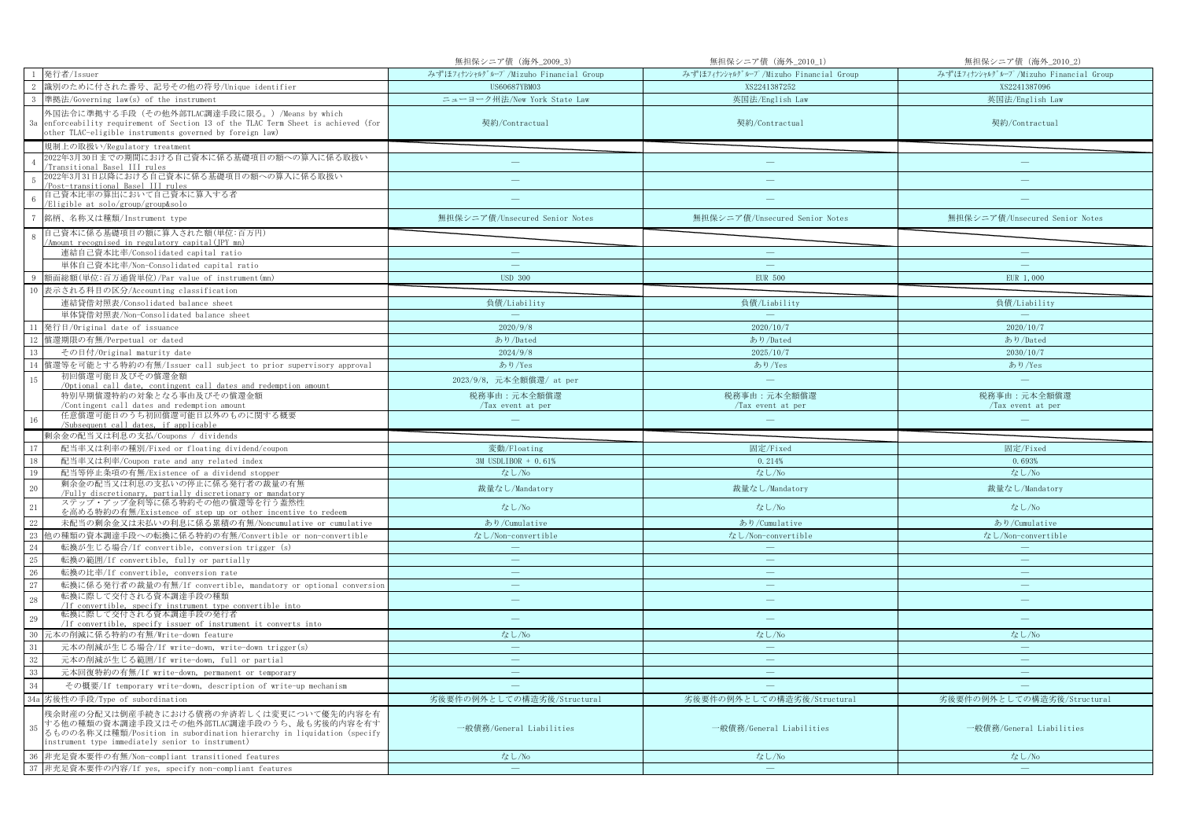| | | 無担保シニア債（海外_2009_3） | 無担保シニア債（海外_2010_1） | 無担保シニア債（海外_2010_2） |
|---|---|---|---|---|
| 1 | 発行者/Issuer | みずほﾌｨﾅﾝｼｬﾙｸﾞﾙｰﾌﾟ/Mizuho Financial Group | みずほﾌｨﾅﾝｼｬﾙｸﾞﾙｰﾌﾟ/Mizuho Financial Group | みずほﾌｨﾅﾝｼｬﾙｸﾞﾙｰﾌﾟ/Mizuho Financial Group |
| 2 | 識別のために付された番号、記号その他の符号/Unique identifier | US60687YBM03 | XS2241387252 | XS2241387096 |
| 3 | 準拠法/Governing law(s) of the instrument | ニューヨーク州法/New York State Law | 英国法/English Law | 英国法/English Law |
| 3a | 外国法令に準拠する手段（その他外部TLAC調達手段に限る。）/Means by which enforceability requirement of Section 13 of the TLAC Term Sheet is achieved (for other TLAC-eligible instruments governed by foreign law) | 契約/Contractual | 契約/Contractual | 契約/Contractual |
| | 規制上の取扱い/Regulatory treatment | | | |
| 4 | 2022年3月30日までの期間における自己資本に係る基礎項目の額への算入に係る取扱い /Transitional Basel III rules | ― | ― | ― |
| 5 | 2022年3月31日以降における自己資本に係る基礎項目の額への算入に係る取扱い /Post-transitional Basel III rules | ― | ― | ― |
| 6 | 自己資本比率の算出において自己資本に算入する者 /Eligible at solo/group/group&solo | ― | ― | ― |
| 7 | 銘柄、名称又は種類/Instrument type | 無担保シニア債/Unsecured Senior Notes | 無担保シニア債/Unsecured Senior Notes | 無担保シニア債/Unsecured Senior Notes |
| 8 | 自己資本に係る基礎項目の額に算入された額(単位:百万円) /Amount recognised in regulatory capital(JPY mn) | | | |
| | 連結自己資本比率/Consolidated capital ratio | ― | ― | ― |
| | 単体自己資本比率/Non-Consolidated capital ratio | ― | ― | ― |
| 9 | 額面総額(単位:百万通貨単位)/Par value of instrument(mn) | USD 300 | EUR 500 | EUR 1,000 |
| 10 | 表示される科目の区分/Accounting classification | | | |
| | 連結貸借対照表/Consolidated balance sheet | 負債/Liability | 負債/Liability | 負債/Liability |
| | 単体貸借対照表/Non-Consolidated balance sheet | ― | ― | ― |
| 11 | 発行日/Original date of issuance | 2020/9/8 | 2020/10/7 | 2020/10/7 |
| 12 | 償還期限の有無/Perpetual or dated | あり/Dated | あり/Dated | あり/Dated |
| 13 | その日付/Original maturity date | 2024/9/8 | 2025/10/7 | 2030/10/7 |
| 14 | 償還等を可能とする特約の有無/Issuer call subject to prior supervisory approval | あり/Yes | あり/Yes | あり/Yes |
| 15 | 初回償還可能日及びその償還金額 /Optional call date, contingent call dates and redemption amount | 2023/9/8, 元本全額償還/ at per | ― | ― |
| | 特別早期償還特約の対象となる事由及びその償還金額 /Contingent call dates and redemption amount | 税務事由：元本全額償還 /Tax event at per | 税務事由：元本全額償還 /Tax event at per | 税務事由：元本全額償還 /Tax event at per |
| 16 | 任意償還可能日のうち初回償還可能日以外のものに関する概要 /Subsequent call dates, if applicable | ― | ― | ― |
| | 剰余金の配当又は利息の支払/Coupons / dividends | | | |
| 17 | 配当率又は利率の種別/Fixed or floating dividend/coupon | 変動/Floating | 固定/Fixed | 固定/Fixed |
| 18 | 配当率又は利率/Coupon rate and any related index | 3M USDLIBOR + 0.61% | 0.214% | 0.693% |
| 19 | 配当等停止条項の有無/Existence of a dividend stopper | なし/No | なし/No | なし/No |
| 20 | 剰余金の配当又は利息の支払いの停止に係る発行者の裁量の有無 /Fully discretionary, partially discretionary or mandatory | 裁量なし/Mandatory | 裁量なし/Mandatory | 裁量なし/Mandatory |
| 21 | ステップ・アップ金利等に係る特約その他の償還等を行う蓋然性を高める特約の有無/Existence of step up or other incentive to redeem | なし/No | なし/No | なし/No |
| 22 | 未配当の剰余金又は未払いの利息に係る累積の有無/Noncumulative or cumulative | あり/Cumulative | あり/Cumulative | あり/Cumulative |
| 23 | 他の種類の資本調達手段への転換に係る特約の有無/Convertible or non-convertible | なし/Non-convertible | なし/Non-convertible | なし/Non-convertible |
| 24 | 転換が生じる場合/If convertible, conversion trigger (s) | ― | ― | ― |
| 25 | 転換の範囲/If convertible, fully or partially | ― | ― | ― |
| 26 | 転換の比率/If convertible, conversion rate | ― | ― | ― |
| 27 | 転換に係る発行者の裁量の有無/If convertible, mandatory or optional conversion | ― | ― | ― |
| 28 | 転換に際して交付される資本調達手段の種類 /If convertible, specify instrument type convertible into | ― | ― | ― |
| 29 | 転換に際して交付される資本調達手段の発行者 /If convertible, specify issuer of instrument it converts into | ― | ― | ― |
| 30 | 元本の削減に係る特約の有無/Write-down feature | なし/No | なし/No | なし/No |
| 31 | 元本の削減が生じる場合/If write-down, write-down trigger(s) | ― | ― | ― |
| 32 | 元本の削減が生じる範囲/If write-down, full or partial | ― | ― | ― |
| 33 | 元本回復特約の有無/If write-down, permanent or temporary | ― | ― | ― |
| 34 | その概要/If temporary write-down, description of write-up mechanism | ― | ― | ― |
| 34a | 劣後性の手段/Type of subordination | 劣後要件の例外としての構造劣後/Structural | 劣後要件の例外としての構造劣後/Structural | 劣後要件の例外としての構造劣後/Structural |
| 35 | 残余財産の分配又は倒産手続きにおける債務の弁済若しくは変更について優先的内容を有する他の種類の資本調達手段又はその他外部TLAC調達手段のうち、最も劣後的内容を有するものの名称又は種類/Position in subordination hierarchy in liquidation (specify instrument type immediately senior to instrument) | 一般債務/General Liabilities | 一般債務/General Liabilities | 一般債務/General Liabilities |
| 36 | 非充足資本要件の有無/Non-compliant transitioned features | なし/No | なし/No | なし/No |
| 37 | 非充足資本要件の内容/If yes, specify non-compliant features | ― | ― | ― |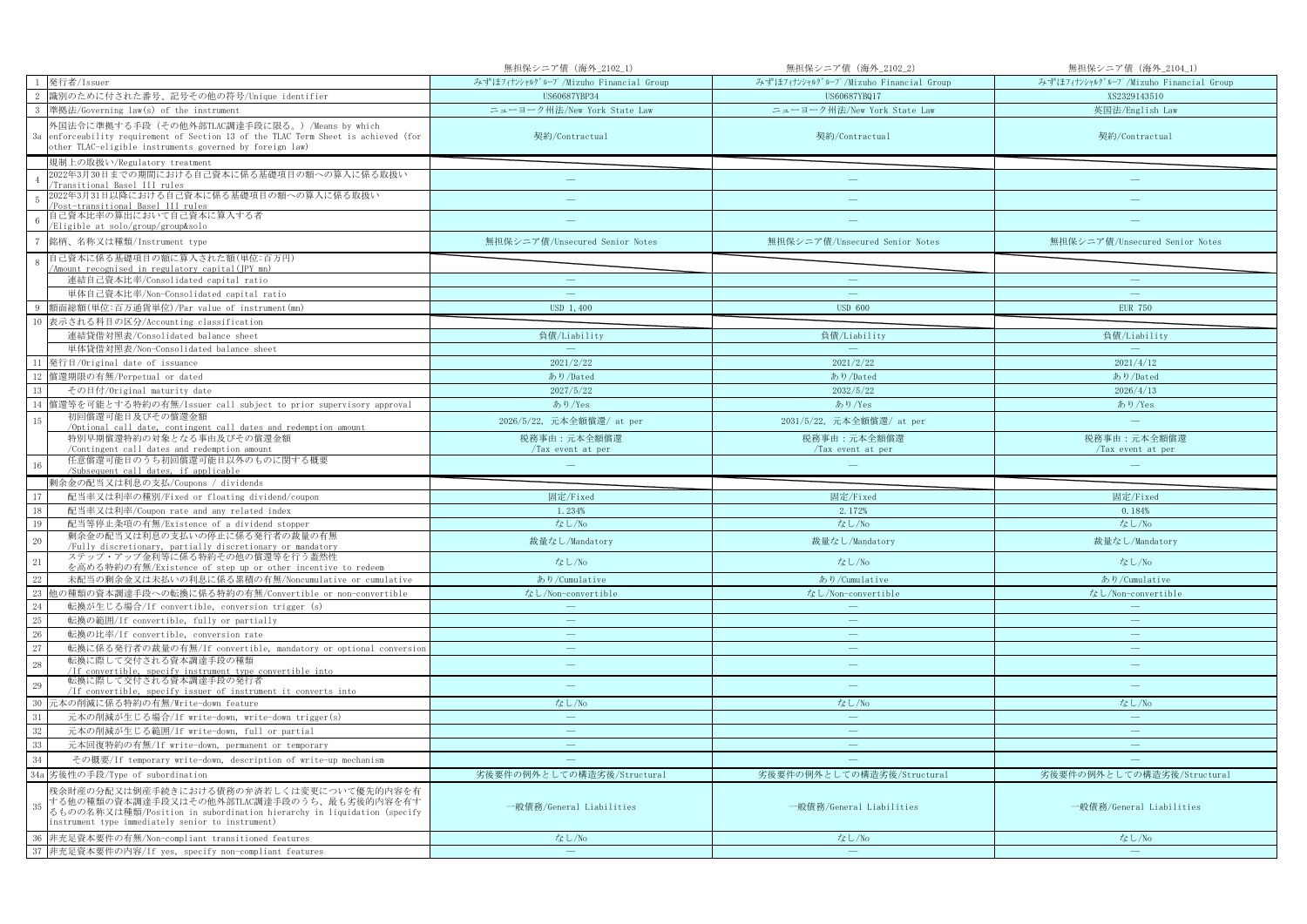| | | 無担保シニア債（海外_2102_1） | 無担保シニア債（海外_2102_2） | 無担保シニア債（海外_2104_1） |
|---|---|---|---|---|
| 1 | 発行者/Issuer | みずほﾌｨﾅﾝｼｬﾙｸﾞﾙｰﾌﾟ/Mizuho Financial Group | みずほﾌｨﾅﾝｼｬﾙｸﾞﾙｰﾌﾟ/Mizuho Financial Group | みずほﾌｨﾅﾝｼｬﾙｸﾞﾙｰﾌﾟ/Mizuho Financial Group |
| 2 | 識別のために付された番号、記号その他の符号/Unique identifier | US60687YBP34 | US60687YBQ17 | XS2329143510 |
| 3 | 準拠法/Governing law(s) of the instrument | ニューヨーク州法/New York State Law | ニューヨーク州法/New York State Law | 英国法/English Law |
| 3a | 外国法令に準拠する手段（その他外部TLAC調達手段に限る。）/Means by which enforceability requirement of Section 13 of the TLAC Term Sheet is achieved (for other TLAC-eligible instruments governed by foreign law) | 契約/Contractual | 契約/Contractual | 契約/Contractual |
| | 規制上の取扱い/Regulatory treatment | | | |
| 4 | 2022年3月30日までの期間における自己資本に係る基礎項目の額への算入に係る取扱い/Transitional Basel III rules | — | — | — |
| 5 | 2022年3月31日以降における自己資本に係る基礎項目の額への算入に係る取扱い/Post-transitional Basel III rules | — | — | — |
| 6 | 自己資本比率の算出において自己資本に算入する者/Eligible at solo/group/group&solo | — | — | — |
| 7 | 銘柄、名称又は種類/Instrument type | 無担保シニア債/Unsecured Senior Notes | 無担保シニア債/Unsecured Senior Notes | 無担保シニア債/Unsecured Senior Notes |
| 8 | 自己資本に係る基礎項目の額に算入された額(単位:百万円)/Amount recognised in regulatory capital(JPY mn) | | | |
| | 連結自己資本比率/Consolidated capital ratio | — | — | — |
| | 単体自己資本比率/Non-Consolidated capital ratio | — | — | — |
| 9 | 額面総額(単位:百万通貨単位)/Par value of instrument(mn) | USD 1,400 | USD 600 | EUR 750 |
| 10 | 表示される科目の区分/Accounting classification | | | |
| | 連結貸借対照表/Consolidated balance sheet | 負債/Liability | 負債/Liability | 負債/Liability |
| | 単体貸借対照表/Non-Consolidated balance sheet | — | — | — |
| 11 | 発行日/Original date of issuance | 2021/2/22 | 2021/2/22 | 2021/4/12 |
| 12 | 償還期限の有無/Perpetual or dated | あり/Dated | あり/Dated | あり/Dated |
| 13 | その日付/Original maturity date | 2027/5/22 | 2032/5/22 | 2026/4/13 |
| 14 | 償還等を可能とする特約の有無/Issuer call subject to prior supervisory approval | あり/Yes | あり/Yes | あり/Yes |
| 15 | 初回償還可能日及びその償還金額/Optional call date, contingent call dates and redemption amount | 2026/5/22, 元本全額償還/ at per | 2031/5/22, 元本全額償還/ at per | — |
| | 特別早期償還特約の対象となる事由及びその償還金額/Contingent call dates and redemption amount | 税務事由：元本全額償還/Tax event at per | 税務事由：元本全額償還/Tax event at per | 税務事由：元本全額償還/Tax event at per |
| 16 | 任意償還可能日のうち初回償還可能日以外のものに関する概要/Subsequent call dates, if applicable | — | — | — |
| | 剰余金の配当又は利息の支払/Coupons / dividends | | | |
| 17 | 配当率又は利率の種別/Fixed or floating dividend/coupon | 固定/Fixed | 固定/Fixed | 固定/Fixed |
| 18 | 配当率又は利率/Coupon rate and any related index | 1.234% | 2.172% | 0.184% |
| 19 | 配当等停止条項の有無/Existence of a dividend stopper | なし/No | なし/No | なし/No |
| 20 | 剰余金の配当又は利息の支払いの停止に係る発行者の裁量の有無/Fully discretionary, partially discretionary or mandatory | 裁量なし/Mandatory | 裁量なし/Mandatory | 裁量なし/Mandatory |
| 21 | ステップ・アップ金利等に係る特約その他の償還等を行う蓋然性を高める特約の有無/Existence of step up or other incentive to redeem | なし/No | なし/No | なし/No |
| 22 | 未配当の剰余金又は未払いの利息に係る累積の有無/Noncumulative or cumulative | あり/Cumulative | あり/Cumulative | あり/Cumulative |
| 23 | 他の種類の資本調達手段への転換に係る特約の有無/Convertible or non-convertible | なし/Non-convertible | なし/Non-convertible | なし/Non-convertible |
| 24 | 転換が生じる場合/If convertible, conversion trigger (s) | — | — | — |
| 25 | 転換の範囲/If convertible, fully or partially | — | — | — |
| 26 | 転換の比率/If convertible, conversion rate | — | — | — |
| 27 | 転換に係る発行者の裁量の有無/If convertible, mandatory or optional conversion | — | — | — |
| 28 | 転換に際して交付される資本調達手段の種類/If convertible, specify instrument type convertible into | — | — | — |
| 29 | 転換に際して交付される資本調達手段の発行者/If convertible, specify issuer of instrument it converts into | — | — | — |
| 30 | 元本の削減に係る特約の有無/Write-down feature | なし/No | なし/No | なし/No |
| 31 | 元本の削減が生じる場合/If write-down, write-down trigger(s) | — | — | — |
| 32 | 元本の削減が生じる範囲/If write-down, full or partial | — | — | — |
| 33 | 元本回復特約の有無/If write-down, permanent or temporary | — | — | — |
| 34 | その概要/If temporary write-down, description of write-up mechanism | — | — | — |
| 34a | 劣後性の手段/Type of subordination | 劣後要件の例外としての構造劣後/Structural | 劣後要件の例外としての構造劣後/Structural | 劣後要件の例外としての構造劣後/Structural |
| 35 | 残余財産の分配又は倒産手続きにおける債務の弁済若しくは変更について優先的内容を有する他の種類の資本調達手段又はその他外部TLAC調達手段のうち、最も劣後的内容を有するものの名称又は種類/Position in subordination hierarchy in liquidation (specify instrument type immediately senior to instrument) | 一般債務/General Liabilities | 一般債務/General Liabilities | 一般債務/General Liabilities |
| 36 | 非充足資本要件の有無/Non-compliant transitioned features | なし/No | なし/No | なし/No |
| 37 | 非充足資本要件の内容/If yes, specify non-compliant features | — | — | — |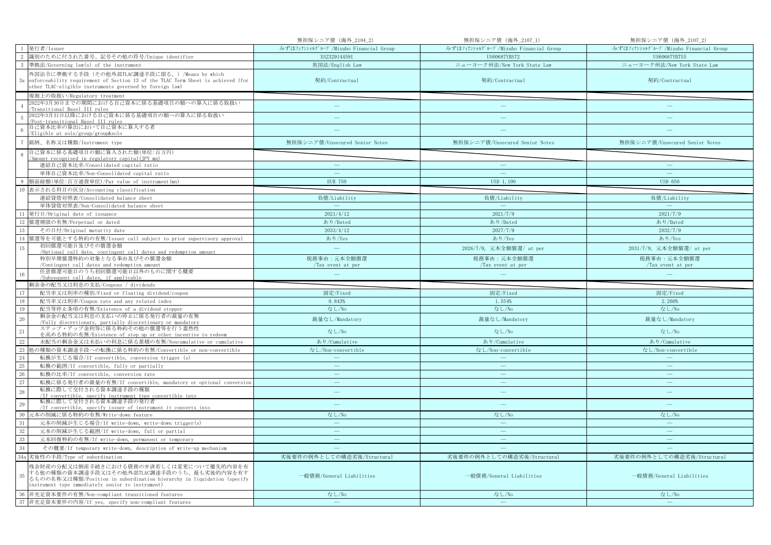| | | 無担保シニア債（海外_2104_2） | 無担保シニア債（海外_2107_1） | 無担保シニア債（海外_2107_2） |
|---|---|---|---|---|
| 1 | 発行者/Issuer | みずほﾌｨﾅﾝｼｬﾙｸﾞﾙｰﾌﾟ/Mizuho Financial Group | みずほﾌｨﾅﾝｼｬﾙｸﾞﾙｰﾌﾟ/Mizuho Financial Group | みずほﾌｨﾅﾝｼｬﾙｸﾞﾙｰﾌﾟ/Mizuho Financial Group |
| 2 | 識別のために付された番号、記号その他の符号/Unique identifier | XS2329144591 | US60687YBS72 | US60687YBT55 |
| 3 | 準拠法/Governing law(s) of the instrument | 英国法/English Law | ニューヨーク州法/New York State Law | ニューヨーク州法/New York State Law |
| 3a | 外国法令に準拠する手段（その他外部TLAC調達手段に限る。）/Means by which enforceability requirement of Section 13 of the TLAC Term Sheet is achieved (for other TLAC-eligible instruments governed by foreign law) | 契約/Contractual | 契約/Contractual | 契約/Contractual |
| | 規制上の取扱い/Regulatory treatment | | | |
| 4 | 2022年3月30日までの期間における自己資本に係る基礎項目の額への算入に係る取扱い/Transitional Basel III rules | — | — | — |
| 5 | 2022年3月31日以降における自己資本に係る基礎項目の額への算入に係る取扱い/Post-transitional Basel III rules | — | — | — |
| 6 | 自己資本比率の算出において自己資本に算入する者/Eligible at solo/group/group&solo | — | — | — |
| 7 | 銘柄、名称又は種類/Instrument type | 無担保シニア債/Unsecured Senior Notes | 無担保シニア債/Unsecured Senior Notes | 無担保シニア債/Unsecured Senior Notes |
| 8 | 自己資本に係る基礎項目の額に算入された額(単位:百万円)/Amount recognised in regulatory capital(JPY mn) | | | |
| | 連結自己資本比率/Consolidated capital ratio | — | — | — |
| | 単体自己資本比率/Non-Consolidated capital ratio | — | — | — |
| 9 | 額面総額(単位:百万通貨単位)/Par value of instrument(mn) | EUR 750 | USD 1,100 | USD 650 |
| 10 | 表示される科目の区分/Accounting classification | | | |
| | 連結貸借対照表/Consolidated balance sheet | 負債/Liability | 負債/Liability | 負債/Liability |
| | 単体貸借対照表/Non-Consolidated balance sheet | — | — | — |
| 11 | 発行日/Original date of issuance | 2021/4/12 | 2021/7/9 | 2021/7/9 |
| 12 | 償還期限の有無/Perpetual or dated | あり/Dated | あり/Dated | あり/Dated |
| 13 | その日付/Original maturity date | 2033/4/12 | 2027/7/9 | 2032/7/9 |
| 14 | 償還等を可能とする特約の有無/Issuer call subject to prior supervisory approval | あり/Yes | あり/Yes | あり/Yes |
| 15 | 初回償還可能日及びその償還金額/Optional call date, contingent call dates and redemption amount | — | 2026/7/9, 元本全額償還/ at per | 2031/7/9, 元本全額償還/ at per |
| | 特別早期償還特約の対象となる事由及びその償還金額/Contingent call dates and redemption amount | 税務事由：元本全額償還/Tax event at per | 税務事由：元本全額償還/Tax event at per | 税務事由：元本全額償還/Tax event at per |
| 16 | 任意償還可能日のうち初回償還可能日以外のものに関する概要/Subsequent call dates, if applicable | — | — | — |
| | 剰余金の配当又は利息の支払/Coupons / dividends | | | |
| 17 | 配当率又は利率の種別/Fixed or floating dividend/coupon | 固定/Fixed | 固定/Fixed | 固定/Fixed |
| 18 | 配当率又は利率/Coupon rate and any related index | 0.843% | 1.554% | 2.260% |
| 19 | 配当等停止条項の有無/Existence of a dividend stopper | なし/No | なし/No | なし/No |
| 20 | 剰余金の配当又は利息の支払いの停止に係る発行者の裁量の有無/Fully discretionary, partially discretionary or mandatory | 裁量なし/Mandatory | 裁量なし/Mandatory | 裁量なし/Mandatory |
| 21 | ステップ・アップ金利等に係る特約その他の償還等を行う蓋然性を高める特約の有無/Existence of step up or other incentive to redeem | なし/No | なし/No | なし/No |
| 22 | 未配当の剰余金又は未払いの利息に係る累積の有無/Noncumulative or cumulative | あり/Cumulative | あり/Cumulative | あり/Cumulative |
| 23 | 他の種類の資本調達手段への転換に係る特約の有無/Convertible or non-convertible | なし/Non-convertible | なし/Non-convertible | なし/Non-convertible |
| 24 | 転換が生じる場合/If convertible, conversion trigger (s) | — | — | — |
| 25 | 転換の範囲/If convertible, fully or partially | — | — | — |
| 26 | 転換の比率/If convertible, conversion rate | — | — | — |
| 27 | 転換に係る発行者の裁量の有無/If convertible, mandatory or optional conversion | — | — | — |
| 28 | 転換に際して交付される資本調達手段の種類/If convertible, specify instrument type convertible into | — | — | — |
| 29 | 転換に際して交付される資本調達手段の発行者/If convertible, specify issuer of instrument it converts into | — | — | — |
| 30 | 元本の削減に係る特約の有無/Write-down feature | なし/No | なし/No | なし/No |
| 31 | 元本の削減が生じる場合/If write-down, write-down trigger(s) | — | — | — |
| 32 | 元本の削減が生じる範囲/If write-down, full or partial | — | — | — |
| 33 | 元本回復特約の有無/If write-down, permanent or temporary | — | — | — |
| 34 | その概要/If temporary write-down, description of write-up mechanism | — | — | — |
| 34a | 劣後性の手段/Type of subordination | 劣後要件の例外としての構造劣後/Structural | 劣後要件の例外としての構造劣後/Structural | 劣後要件の例外としての構造劣後/Structural |
| 35 | 残余財産の分配又は倒産手続きにおける債務の弁済若しくは変更について優先的内容を有する他の種類の資本調達手段又はその他外部TLAC調達手段のうち、最も劣後的内容を有するものの名称又は種類/Position in subordination hierarchy in liquidation (specify instrument type immediately senior to instrument) | 一般債務/General Liabilities | 一般債務/General Liabilities | 一般債務/General Liabilities |
| 36 | 非充足資本要件の有無/Non-compliant transitioned features | なし/No | なし/No | なし/No |
| 37 | 非充足資本要件の内容/If yes, specify non-compliant features | — | — | — |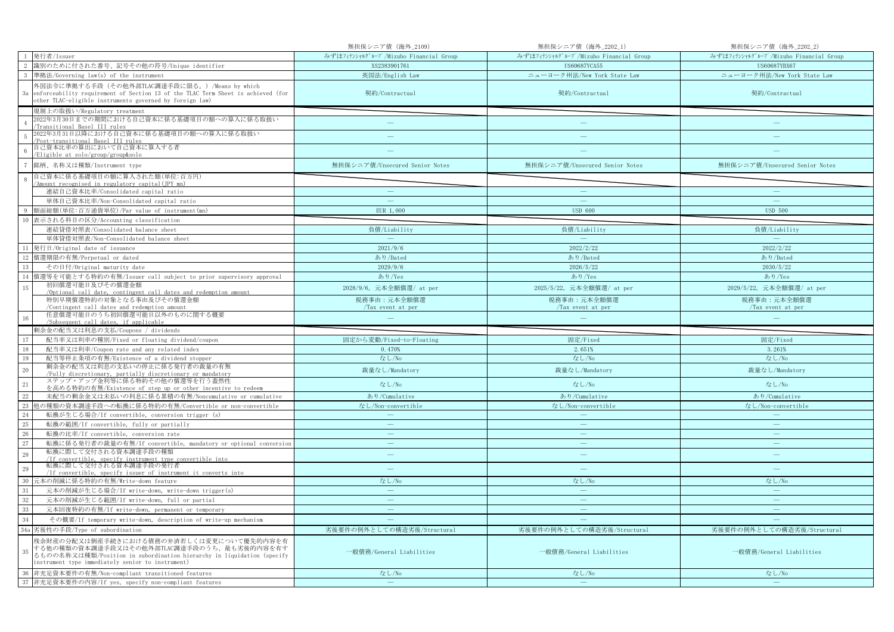| | | 無担保シニア債（海外_2109） | 無担保シニア債（海外_2202_1） | 無担保シニア債（海外_2202_2） |
|---|---|---|---|---|
| 1 | 発行者/Issuer | みずほﾌｨﾅﾝｼｬﾙｸﾞﾙｰﾌﾟ/Mizuho Financial Group | みずほﾌｨﾅﾝｼｬﾙｸﾞﾙｰﾌﾟ/Mizuho Financial Group | みずほﾌｨﾅﾝｼｬﾙｸﾞﾙｰﾌﾟ/Mizuho Financial Group |
| 2 | 識別のために付された番号、記号その他の符号/Unique identifier | XS2383901761 | US60687YCA55 | US60687YBX67 |
| 3 | 準拠法/Governing law(s) of the instrument | 英国法/English Law | ニューヨーク州法/New York State Law | ニューヨーク州法/New York State Law |
| 3a | 外国法令に準拠する手段（その他外部TLAC調達手段に限る。）/Means by which enforceability requirement of Section 13 of the TLAC Term Sheet is achieved (for other TLAC-eligible instruments governed by foreign law) | 契約/Contractual | 契約/Contractual | 契約/Contractual |
| | 規制上の取扱い/Regulatory treatment | | | |
| 4 | 2022年3月30日までの期間における自己資本に係る基礎項目の額への算入に係る取扱い/Transitional Basel III rules | — | — | — |
| 5 | 2022年3月31日以降における自己資本に係る基礎項目の額への算入に係る取扱い/Post-transitional Basel III rules | — | — | — |
| 6 | 自己資本比率の算出において自己資本に算入する者/Eligible at solo/group/group&solo | — | — | — |
| 7 | 銘柄、名称又は種類/Instrument type | 無担保シニア債/Unsecured Senior Notes | 無担保シニア債/Unsecured Senior Notes | 無担保シニア債/Unsecured Senior Notes |
| 8 | 自己資本に係る基礎項目の額に算入された額(単位:百万円)/Amount recognised in regulatory capital(JPY mn) | | | |
| | 連結自己資本比率/Consolidated capital ratio | — | — | — |
| | 単体自己資本比率/Non-Consolidated capital ratio | — | — | — |
| 9 | 額面総額(単位:百万通貨単位)/Par value of instrument(mn) | EUR 1,000 | USD 600 | USD 500 |
| 10 | 表示される科目の区分/Accounting classification | | | |
| | 連結貸借対照表/Consolidated balance sheet | 負債/Liability | 負債/Liability | 負債/Liability |
| | 単体貸借対照表/Non-Consolidated balance sheet | — | — | — |
| 11 | 発行日/Original date of issuance | 2021/9/6 | 2022/2/22 | 2022/2/22 |
| 12 | 償還期限の有無/Perpetual or dated | あり/Dated | あり/Dated | あり/Dated |
| 13 | その日付/Original maturity date | 2029/9/6 | 2026/5/22 | 2030/5/22 |
| 14 | 償還等を可能とする特約の有無/Issuer call subject to prior supervisory approval | あり/Yes | あり/Yes | あり/Yes |
| 15 | 初回償還可能日及びその償還金額/Optional call date, contingent call dates and redemption amount | 2028/9/6, 元本全額償還/ at per | 2025/5/22, 元本全額償還/ at per | 2029/5/22, 元本全額償還/ at per |
| | 特別早期償還特約の対象となる事由及びその償還金額/Contingent call dates and redemption amount | 税務事由：元本全額償還 /Tax event at per | 税務事由：元本全額償還 /Tax event at per | 税務事由：元本全額償還 /Tax event at per |
| 16 | 任意償還可能日のうち初回償還可能日以外のものに関する概要/Subsequent call dates, if applicable | — | — | — |
| | 剰余金の配当又は利息の支払/Coupons / dividends | | | |
| 17 | 配当率又は利率の種別/Fixed or floating dividend/coupon | 固定から変動/Fixed-to-Floating | 固定/Fixed | 固定/Fixed |
| 18 | 配当率又は利率/Coupon rate and any related index | 0.470% | 2.651% | 3.261% |
| 19 | 配当等停止条項の有無/Existence of a dividend stopper | なし/No | なし/No | なし/No |
| 20 | 剰余金の配当又は利息の支払いの停止に係る発行者の裁量の有無/Fully discretionary, partially discretionary or mandatory | 裁量なし/Mandatory | 裁量なし/Mandatory | 裁量なし/Mandatory |
| 21 | ステップ・アップ金利等に係る特約その他の償還等を行う蓋然性を高める特約の有無/Existence of step up or other incentive to redeem | なし/No | なし/No | なし/No |
| 22 | 未配当の剰余金又は未払いの利息に係る累積の有無/Noncumulative or cumulative | あり/Cumulative | あり/Cumulative | あり/Cumulative |
| 23 | 他の種類の資本調達手段への転換に係る特約の有無/Convertible or non-convertible | なし/Non-convertible | なし/Non-convertible | なし/Non-convertible |
| 24 | 転換が生じる場合/If convertible, conversion trigger (s) | — | — | — |
| 25 | 転換の範囲/If convertible, fully or partially | — | — | — |
| 26 | 転換の比率/If convertible, conversion rate | — | — | — |
| 27 | 転換に係る発行者の裁量の有無/If convertible, mandatory or optional conversion | — | — | — |
| 28 | 転換に際して交付される資本調達手段の種類/If convertible, specify instrument type convertible into | — | — | — |
| 29 | 転換に際して交付される資本調達手段の発行者/If convertible, specify issuer of instrument it converts into | — | — | — |
| 30 | 元本の削減に係る特約の有無/Write-down feature | なし/No | なし/No | なし/No |
| 31 | 元本の削減が生じる場合/If write-down, write-down trigger(s) | — | — | — |
| 32 | 元本の削減が生じる範囲/If write-down, full or partial | — | — | — |
| 33 | 元本回復特約の有無/If write-down, permanent or temporary | — | — | — |
| 34 | その概要/If temporary write-down, description of write-up mechanism | — | — | — |
| 34a | 劣後性の手段/Type of subordination | 劣後要件の例外としての構造劣後/Structural | 劣後要件の例外としての構造劣後/Structural | 劣後要件の例外としての構造劣後/Structural |
| 35 | 残余財産の分配又は倒産手続きにおける債務の弁済若しくは変更について優先的内容を有する他の種類の資本調達手段又はその他外部TLAC調達手段のうち、最も劣後的内容を有するものの名称又は種類/Position in subordination hierarchy in liquidation (specify instrument type immediately senior to instrument) | 一般債務/General Liabilities | 一般債務/General Liabilities | 一般債務/General Liabilities |
| 36 | 非充足資本要件の有無/Non-compliant transitioned features | なし/No | なし/No | なし/No |
| 37 | 非充足資本要件の内容/If yes, specify non-compliant features | — | — | — |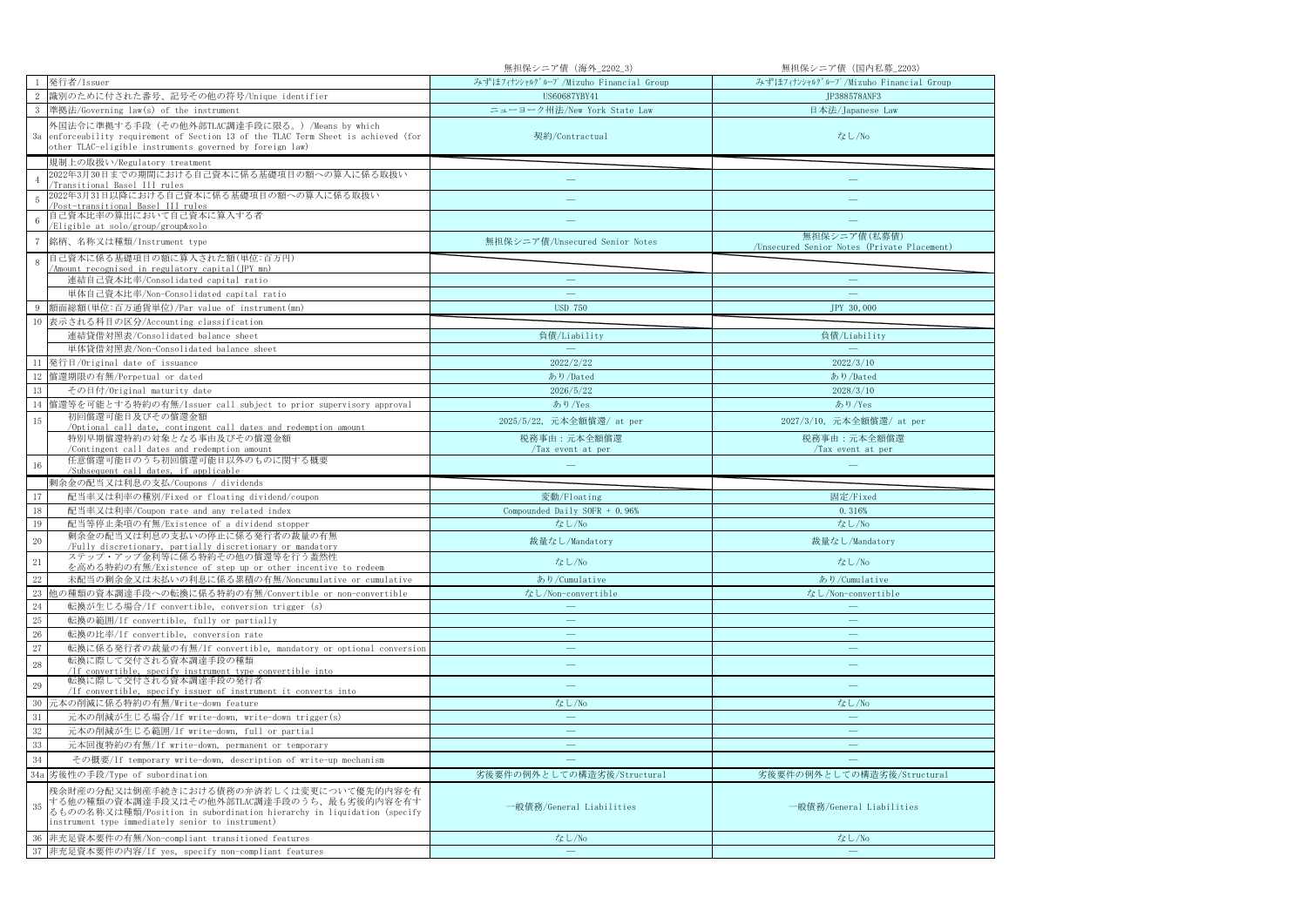| | | 無担保シニア債（海外_2202_3） | 無担保シニア債（国内私募_2203） |
|---|---|---|---|
| 1 | 発行者/Issuer | みずほﾌｨﾅﾝｼｬﾙｸﾞﾙｰﾌﾟ/Mizuho Financial Group | みずほﾌｨﾅﾝｼｬﾙｸﾞﾙｰﾌﾟ/Mizuho Financial Group |
| 2 | 識別のために付された番号、記号その他の符号/Unique identifier | US60687YBY41 | JP388578ANF3 |
| 3 | 準拠法/Governing law(s) of the instrument | ニューヨーク州法/New York State Law | 日本法/Japanese Law |
| 3a | 外国法令に準拠する手段（その他外部TLAC調達手段に限る。）/Means by which enforceability requirement of Section 13 of the TLAC Term Sheet is achieved (for other TLAC-eligible instruments governed by foreign law) | 契約/Contractual | なし/No |
| | 規制上の取扱い/Regulatory treatment | | |
| 4 | 2022年3月30日までの期間における自己資本に係る基礎項目の額への算入に係る取扱い/Transitional Basel III rules | ― | ― |
| 5 | 2022年3月31日以降における自己資本に係る基礎項目の額への算入に係る取扱い/Post-transitional Basel III rules | ― | ― |
| 6 | 自己資本比率の算出において自己資本に算入する者/Eligible at solo/group/group&solo | ― | ― |
| 7 | 銘柄、名称又は種類/Instrument type | 無担保シニア債/Unsecured Senior Notes | 無担保シニア債(私募債)/Unsecured Senior Notes (Private Placement) |
| 8 | 自己資本に係る基礎項目の額に算入された額(単位:百万円)/Amount recognised in regulatory capital(JPY mn) | | |
| | 連結自己資本比率/Consolidated capital ratio | ― | ― |
| | 単体自己資本比率/Non-Consolidated capital ratio | ― | ― |
| 9 | 額面総額(単位:百万通貨単位)/Par value of instrument(mn) | USD 750 | JPY 30,000 |
| 10 | 表示される科目の区分/Accounting classification | | |
| | 連結貸借対照表/Consolidated balance sheet | 負債/Liability | 負債/Liability |
| | 単体貸借対照表/Non-Consolidated balance sheet | ― | ― |
| 11 | 発行日/Original date of issuance | 2022/2/22 | 2022/3/10 |
| 12 | 償還期限の有無/Perpetual or dated | あり/Dated | あり/Dated |
| 13 | その日付/Original maturity date | 2026/5/22 | 2028/3/10 |
| 14 | 償還等を可能とする特約の有無/Issuer call subject to prior supervisory approval | あり/Yes | あり/Yes |
| 15 | 初回償還可能日及びその償還金額/Optional call date, contingent call dates and redemption amount | 2025/5/22, 元本全額償還/ at per | 2027/3/10, 元本全額償還/ at per |
| | 特別早期償還特約の対象となる事由及びその償還金額/Contingent call dates and redemption amount | 税務事由：元本全額償還/Tax event at per | 税務事由：元本全額償還/Tax event at per |
| 16 | 任意償還可能日のうち初回償還可能日以外のものに関する概要/Subsequent call dates, if applicable | ― | ― |
| | 剰余金の配当又は利息の支払/Coupons / dividends | | |
| 17 | 配当率又は利率の種別/Fixed or floating dividend/coupon | 変動/Floating | 固定/Fixed |
| 18 | 配当率又は利率/Coupon rate and any related index | Compounded Daily SOFR + 0.96% | 0.316% |
| 19 | 配当等停止条項の有無/Existence of a dividend stopper | なし/No | なし/No |
| 20 | 剰余金の配当又は利息の支払いの停止に係る発行者の裁量の有無/Fully discretionary, partially discretionary or mandatory | 裁量なし/Mandatory | 裁量なし/Mandatory |
| 21 | ステップ・アップ金利等に係る特約その他の償還等を行う蓋然性を高める特約の有無/Existence of step up or other incentive to redeem | なし/No | なし/No |
| 22 | 未配当の剰余金又は未払いの利息に係る累積の有無/Noncumulative or cumulative | あり/Cumulative | あり/Cumulative |
| 23 | 他の種類の資本調達手段への転換に係る特約の有無/Convertible or non-convertible | なし/Non-convertible | なし/Non-convertible |
| 24 | 転換が生じる場合/If convertible, conversion trigger (s) | ― | ― |
| 25 | 転換の範囲/If convertible, fully or partially | ― | ― |
| 26 | 転換の比率/If convertible, conversion rate | ― | ― |
| 27 | 転換に係る発行者の裁量の有無/If convertible, mandatory or optional conversion | ― | ― |
| 28 | 転換に際して交付される資本調達手段の種類/If convertible, specify instrument type convertible into | ― | ― |
| 29 | 転換に際して交付される資本調達手段の発行者/If convertible, specify issuer of instrument it converts into | ― | ― |
| 30 | 元本の削減に係る特約の有無/Write-down feature | なし/No | なし/No |
| 31 | 元本の削減が生じる場合/If write-down, write-down trigger(s) | ― | ― |
| 32 | 元本の削減が生じる範囲/If write-down, full or partial | ― | ― |
| 33 | 元本回復特約の有無/If write-down, permanent or temporary | ― | ― |
| 34 | その概要/If temporary write-down, description of write-up mechanism | ― | ― |
| 34a | 劣後性の手段/Type of subordination | 劣後要件の例外としての構造劣後/Structural | 劣後要件の例外としての構造劣後/Structural |
| 35 | 残余財産の分配又は倒産手続きにおける債務の弁済若しくは変更について優先的内容を有する他の種類の資本調達手段又はその他外部TLAC調達手段のうち、最も劣後的内容を有するものの名称又は種類/Position in subordination hierarchy in liquidation (specify instrument type immediately senior to instrument) | 一般債務/General Liabilities | 一般債務/General Liabilities |
| 36 | 非充足資本要件の有無/Non-compliant transitioned features | なし/No | なし/No |
| 37 | 非充足資本要件の内容/If yes, specify non-compliant features | ― | ― |